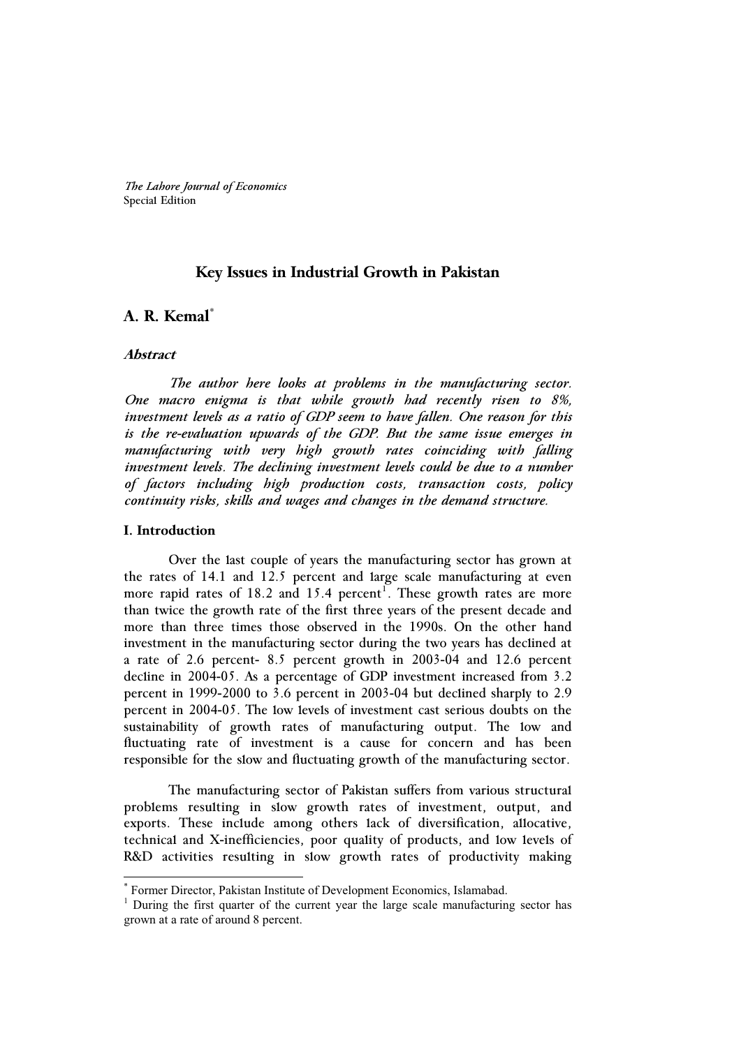*The Lahore Journal of Economics*
Special Edition

# Key Issues in Industrial Growth in Pakistan

## A. R. Kemal[*]

### *Abstract*

*The author here looks at problems in the manufacturing sector. One macro enigma is that while growth had recently risen to 8%, investment levels as a ratio of GDP seem to have fallen. One reason for this is the re-evaluation upwards of the GDP. But the same issue emerges in manufacturing with very high growth rates coinciding with falling investment levels. The declining investment levels could be due to a number of factors including high production costs, transaction costs, policy continuity risks, skills and wages and changes in the demand structure.*

### I. Introduction

Over the last couple of years the manufacturing sector has grown at the rates of 14.1 and 12.5 percent and large scale manufacturing at even more rapid rates of 18.2 and 15.4 percent[1]. These growth rates are more than twice the growth rate of the first three years of the present decade and more than three times those observed in the 1990s. On the other hand investment in the manufacturing sector during the two years has declined at a rate of 2.6 percent- 8.5 percent growth in 2003-04 and 12.6 percent decline in 2004-05. As a percentage of GDP investment increased from 3.2 percent in 1999-2000 to 3.6 percent in 2003-04 but declined sharply to 2.9 percent in 2004-05. The low levels of investment cast serious doubts on the sustainability of growth rates of manufacturing output. The low and fluctuating rate of investment is a cause for concern and has been responsible for the slow and fluctuating growth of the manufacturing sector.

The manufacturing sector of Pakistan suffers from various structural problems resulting in slow growth rates of investment, output, and exports. These include among others lack of diversification, allocative, technical and X-inefficiencies, poor quality of products, and low levels of R&D activities resulting in slow growth rates of productivity making

---

[*] Former Director, Pakistan Institute of Development Economics, Islamabad.

[1] During the first quarter of the current year the large scale manufacturing sector has grown at a rate of around 8 percent.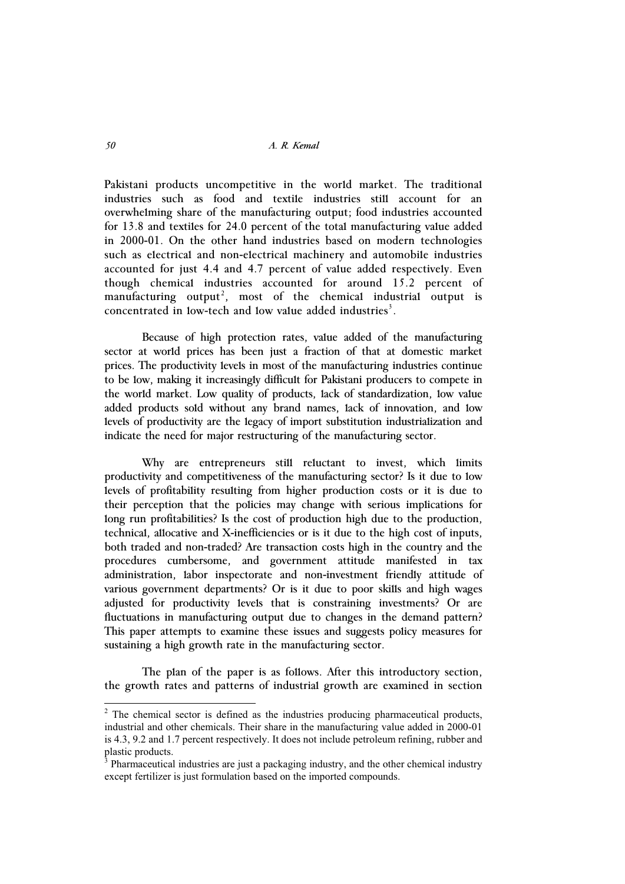Pakistani products uncompetitive in the world market. The traditional industries such as food and textile industries still account for an overwhelming share of the manufacturing output; food industries accounted for 13.8 and textiles for 24.0 percent of the total manufacturing value added in 2000-01. On the other hand industries based on modern technologies such as electrical and non-electrical machinery and automobile industries accounted for just 4.4 and 4.7 percent of value added respectively. Even though chemical industries accounted for around 15.2 percent of manufacturing output[2], most of the chemical industrial output is concentrated in low-tech and low value added industries[3].

Because of high protection rates, value added of the manufacturing sector at world prices has been just a fraction of that at domestic market prices. The productivity levels in most of the manufacturing industries continue to be low, making it increasingly difficult for Pakistani producers to compete in the world market. Low quality of products, lack of standardization, low value added products sold without any brand names, lack of innovation, and low levels of productivity are the legacy of import substitution industrialization and indicate the need for major restructuring of the manufacturing sector.

Why are entrepreneurs still reluctant to invest, which limits productivity and competitiveness of the manufacturing sector? Is it due to low levels of profitability resulting from higher production costs or it is due to their perception that the policies may change with serious implications for long run profitabilities? Is the cost of production high due to the production, technical, allocative and X-inefficiencies or is it due to the high cost of inputs, both traded and non-traded? Are transaction costs high in the country and the procedures cumbersome, and government attitude manifested in tax administration, labor inspectorate and non-investment friendly attitude of various government departments? Or is it due to poor skills and high wages adjusted for productivity levels that is constraining investments? Or are fluctuations in manufacturing output due to changes in the demand pattern? This paper attempts to examine these issues and suggests policy measures for sustaining a high growth rate in the manufacturing sector.

The plan of the paper is as follows. After this introductory section, the growth rates and patterns of industrial growth are examined in section

---

[2] The chemical sector is defined as the industries producing pharmaceutical products, industrial and other chemicals. Their share in the manufacturing value added in 2000-01 is 4.3, 9.2 and 1.7 percent respectively. It does not include petroleum refining, rubber and plastic products.

[3] Pharmaceutical industries are just a packaging industry, and the other chemical industry except fertilizer is just formulation based on the imported compounds.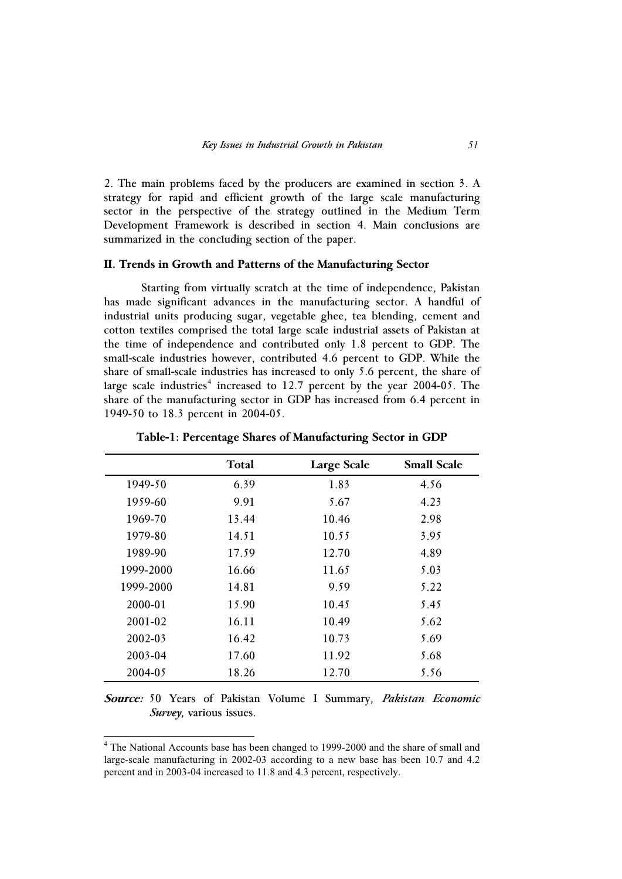2. The main problems faced by the producers are examined in section 3. A strategy for rapid and efficient growth of the large scale manufacturing sector in the perspective of the strategy outlined in the Medium Term Development Framework is described in section 4. Main conclusions are summarized in the concluding section of the paper.

## II. Trends in Growth and Patterns of the Manufacturing Sector

Starting from virtually scratch at the time of independence, Pakistan has made significant advances in the manufacturing sector. A handful of industrial units producing sugar, vegetable ghee, tea blending, cement and cotton textiles comprised the total large scale industrial assets of Pakistan at the time of independence and contributed only 1.8 percent to GDP. The small-scale industries however, contributed 4.6 percent to GDP. While the share of small-scale industries has increased to only 5.6 percent, the share of large scale industries[4] increased to 12.7 percent by the year 2004-05. The share of the manufacturing sector in GDP has increased from 6.4 percent in 1949-50 to 18.3 percent in 2004-05.

**Table-1: Percentage Shares of Manufacturing Sector in GDP**

| | Total | Large Scale | Small Scale |
|---|---|---|---|
| 1949-50 | 6.39 | 1.83 | 4.56 |
| 1959-60 | 9.91 | 5.67 | 4.23 |
| 1969-70 | 13.44 | 10.46 | 2.98 |
| 1979-80 | 14.51 | 10.55 | 3.95 |
| 1989-90 | 17.59 | 12.70 | 4.89 |
| 1999-2000 | 16.66 | 11.65 | 5.03 |
| 1999-2000 | 14.81 | 9.59 | 5.22 |
| 2000-01 | 15.90 | 10.45 | 5.45 |
| 2001-02 | 16.11 | 10.49 | 5.62 |
| 2002-03 | 16.42 | 10.73 | 5.69 |
| 2003-04 | 17.60 | 11.92 | 5.68 |
| 2004-05 | 18.26 | 12.70 | 5.56 |

***Source:*** 50 Years of Pakistan Volume I Summary, *Pakistan Economic Survey*, various issues.

[4] The National Accounts base has been changed to 1999-2000 and the share of small and large-scale manufacturing in 2002-03 according to a new base has been 10.7 and 4.2 percent and in 2003-04 increased to 11.8 and 4.3 percent, respectively.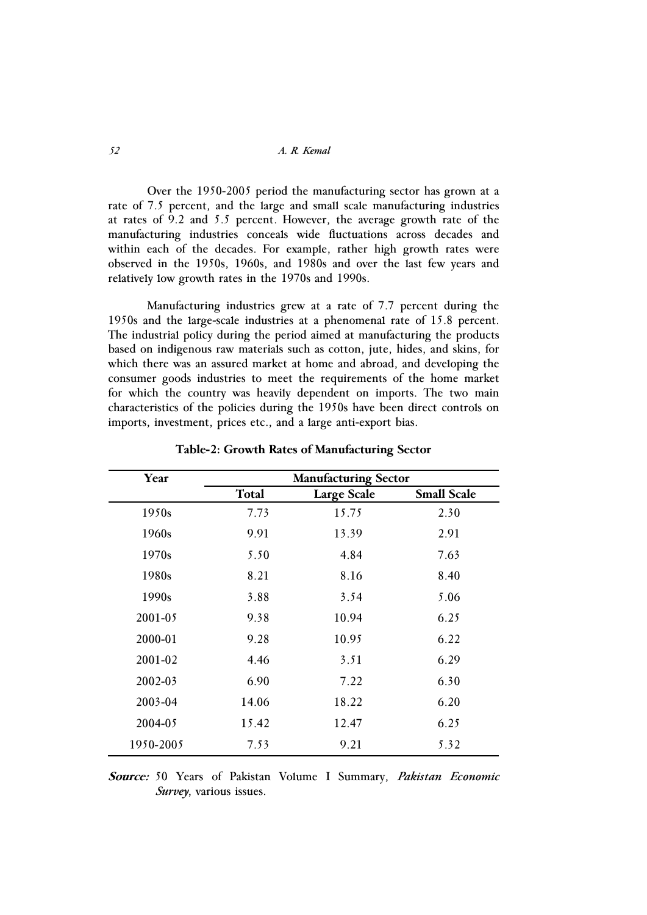Over the 1950-2005 period the manufacturing sector has grown at a rate of 7.5 percent, and the large and small scale manufacturing industries at rates of 9.2 and 5.5 percent. However, the average growth rate of the manufacturing industries conceals wide fluctuations across decades and within each of the decades. For example, rather high growth rates were observed in the 1950s, 1960s, and 1980s and over the last few years and relatively low growth rates in the 1970s and 1990s.

Manufacturing industries grew at a rate of 7.7 percent during the 1950s and the large-scale industries at a phenomenal rate of 15.8 percent. The industrial policy during the period aimed at manufacturing the products based on indigenous raw materials such as cotton, jute, hides, and skins, for which there was an assured market at home and abroad, and developing the consumer goods industries to meet the requirements of the home market for which the country was heavily dependent on imports. The two main characteristics of the policies during the 1950s have been direct controls on imports, investment, prices etc., and a large anti-export bias.

**Table-2: Growth Rates of Manufacturing Sector**

| Year | Manufacturing Sector | | |
|---|---|---|---|
| | Total | Large Scale | Small Scale |
| 1950s | 7.73 | 15.75 | 2.30 |
| 1960s | 9.91 | 13.39 | 2.91 |
| 1970s | 5.50 | 4.84 | 7.63 |
| 1980s | 8.21 | 8.16 | 8.40 |
| 1990s | 3.88 | 3.54 | 5.06 |
| 2001-05 | 9.38 | 10.94 | 6.25 |
| 2000-01 | 9.28 | 10.95 | 6.22 |
| 2001-02 | 4.46 | 3.51 | 6.29 |
| 2002-03 | 6.90 | 7.22 | 6.30 |
| 2003-04 | 14.06 | 18.22 | 6.20 |
| 2004-05 | 15.42 | 12.47 | 6.25 |
| 1950-2005 | 7.53 | 9.21 | 5.32 |

***Source:*** 50 Years of Pakistan Volume I Summary, *Pakistan Economic Survey*, various issues.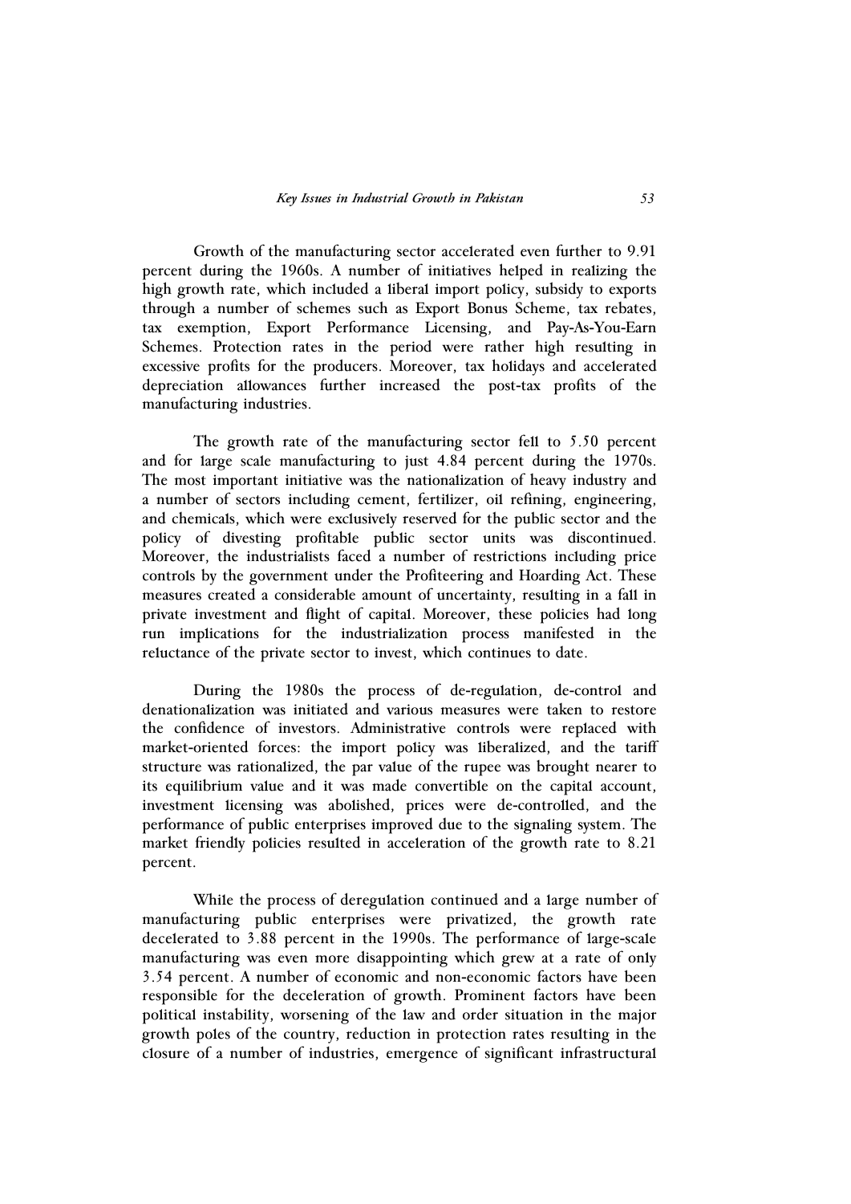Growth of the manufacturing sector accelerated even further to 9.91 percent during the 1960s. A number of initiatives helped in realizing the high growth rate, which included a liberal import policy, subsidy to exports through a number of schemes such as Export Bonus Scheme, tax rebates, tax exemption, Export Performance Licensing, and Pay-As-You-Earn Schemes. Protection rates in the period were rather high resulting in excessive profits for the producers. Moreover, tax holidays and accelerated depreciation allowances further increased the post-tax profits of the manufacturing industries.

The growth rate of the manufacturing sector fell to 5.50 percent and for large scale manufacturing to just 4.84 percent during the 1970s. The most important initiative was the nationalization of heavy industry and a number of sectors including cement, fertilizer, oil refining, engineering, and chemicals, which were exclusively reserved for the public sector and the policy of divesting profitable public sector units was discontinued. Moreover, the industrialists faced a number of restrictions including price controls by the government under the Profiteering and Hoarding Act. These measures created a considerable amount of uncertainty, resulting in a fall in private investment and flight of capital. Moreover, these policies had long run implications for the industrialization process manifested in the reluctance of the private sector to invest, which continues to date.

During the 1980s the process of de-regulation, de-control and denationalization was initiated and various measures were taken to restore the confidence of investors. Administrative controls were replaced with market-oriented forces: the import policy was liberalized, and the tariff structure was rationalized, the par value of the rupee was brought nearer to its equilibrium value and it was made convertible on the capital account, investment licensing was abolished, prices were de-controlled, and the performance of public enterprises improved due to the signaling system. The market friendly policies resulted in acceleration of the growth rate to 8.21 percent.

While the process of deregulation continued and a large number of manufacturing public enterprises were privatized, the growth rate decelerated to 3.88 percent in the 1990s. The performance of large-scale manufacturing was even more disappointing which grew at a rate of only 3.54 percent. A number of economic and non-economic factors have been responsible for the deceleration of growth. Prominent factors have been political instability, worsening of the law and order situation in the major growth poles of the country, reduction in protection rates resulting in the closure of a number of industries, emergence of significant infrastructural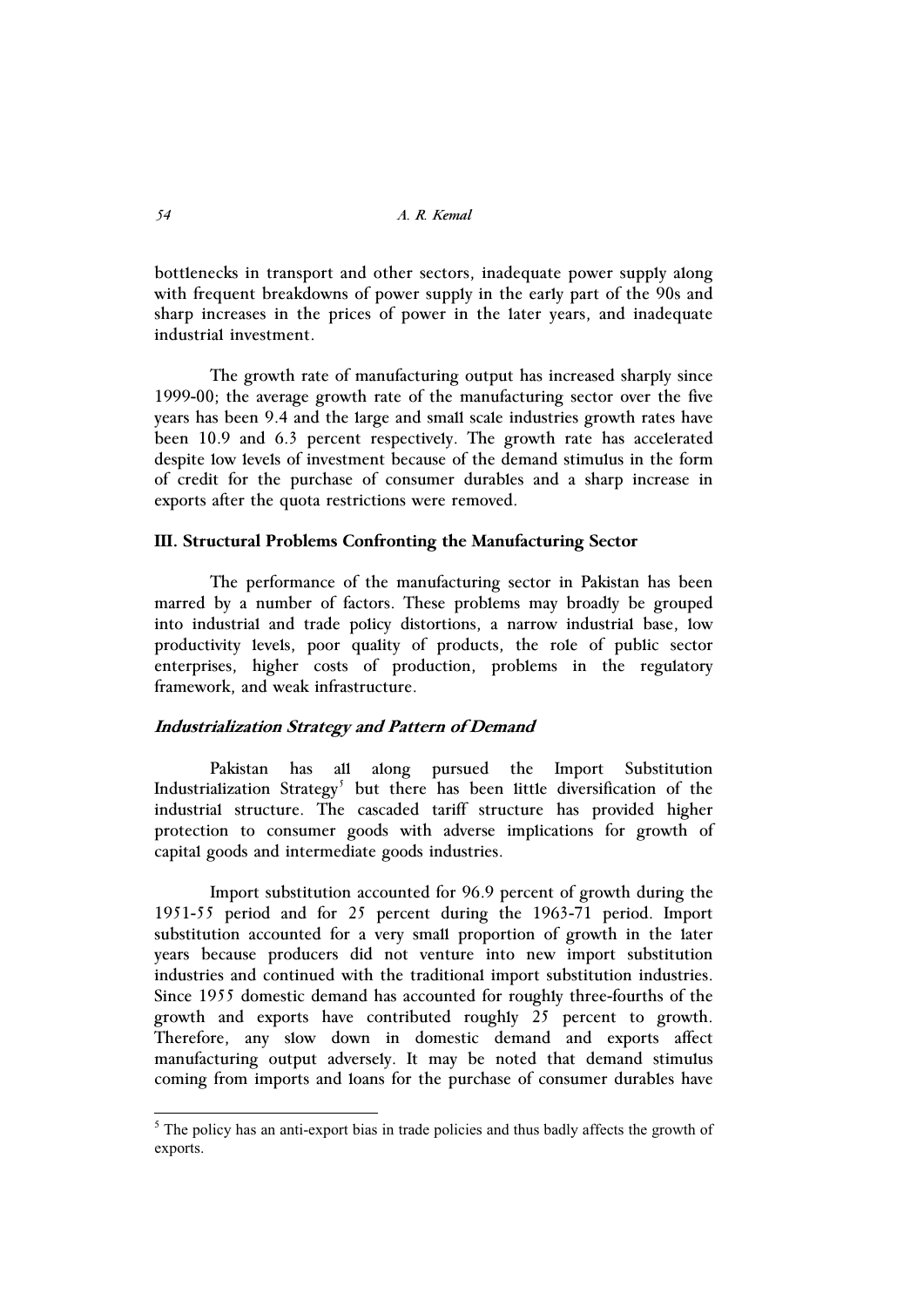bottlenecks in transport and other sectors, inadequate power supply along with frequent breakdowns of power supply in the early part of the 90s and sharp increases in the prices of power in the later years, and inadequate industrial investment.

The growth rate of manufacturing output has increased sharply since 1999-00; the average growth rate of the manufacturing sector over the five years has been 9.4 and the large and small scale industries growth rates have been 10.9 and 6.3 percent respectively. The growth rate has accelerated despite low levels of investment because of the demand stimulus in the form of credit for the purchase of consumer durables and a sharp increase in exports after the quota restrictions were removed.

## III. Structural Problems Confronting the Manufacturing Sector

The performance of the manufacturing sector in Pakistan has been marred by a number of factors. These problems may broadly be grouped into industrial and trade policy distortions, a narrow industrial base, low productivity levels, poor quality of products, the role of public sector enterprises, higher costs of production, problems in the regulatory framework, and weak infrastructure.

### *Industrialization Strategy and Pattern of Demand*

Pakistan has all along pursued the Import Substitution Industrialization Strategy[5] but there has been little diversification of the industrial structure. The cascaded tariff structure has provided higher protection to consumer goods with adverse implications for growth of capital goods and intermediate goods industries.

Import substitution accounted for 96.9 percent of growth during the 1951-55 period and for 25 percent during the 1963-71 period. Import substitution accounted for a very small proportion of growth in the later years because producers did not venture into new import substitution industries and continued with the traditional import substitution industries. Since 1955 domestic demand has accounted for roughly three-fourths of the growth and exports have contributed roughly 25 percent to growth. Therefore, any slow down in domestic demand and exports affect manufacturing output adversely. It may be noted that demand stimulus coming from imports and loans for the purchase of consumer durables have

[5] The policy has an anti-export bias in trade policies and thus badly affects the growth of exports.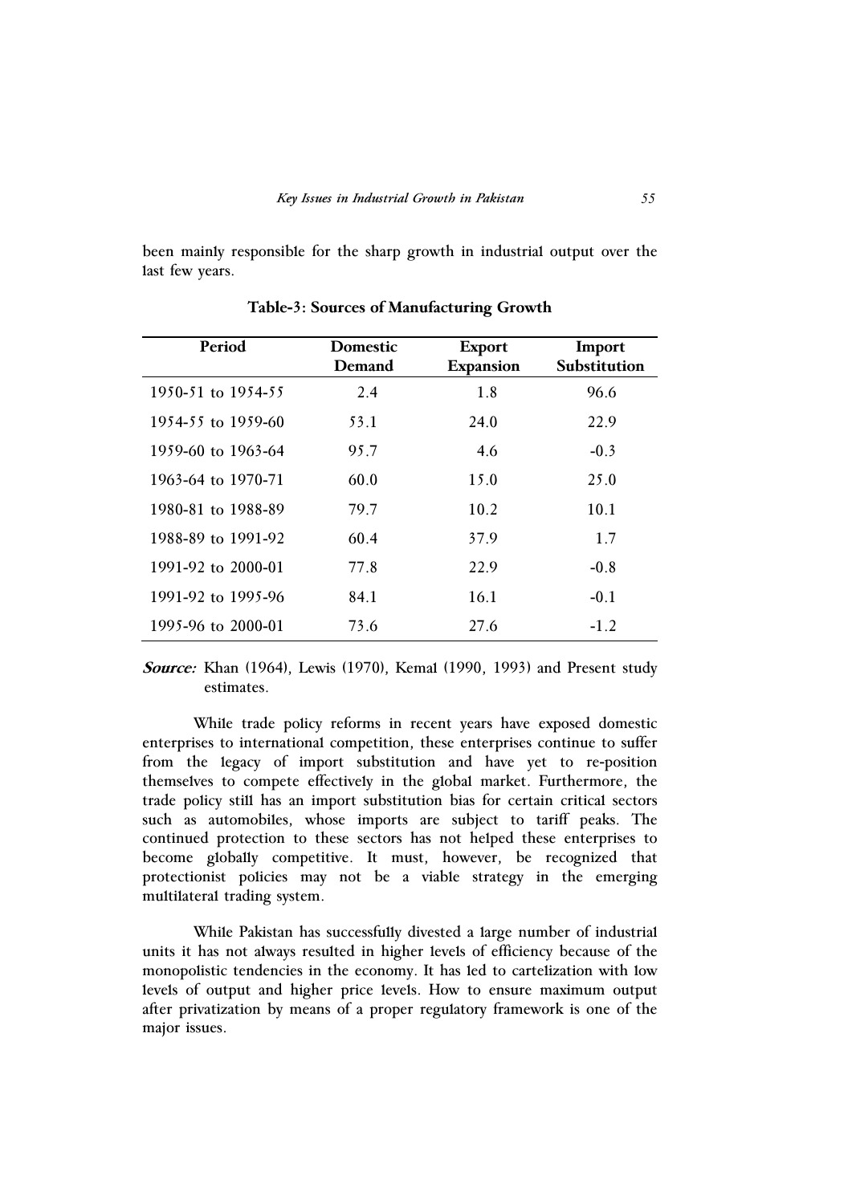been mainly responsible for the sharp growth in industrial output over the last few years.

**Table-3: Sources of Manufacturing Growth**

| Period | Domestic Demand | Export Expansion | Import Substitution |
|---|---|---|---|
| 1950-51 to 1954-55 | 2.4 | 1.8 | 96.6 |
| 1954-55 to 1959-60 | 53.1 | 24.0 | 22.9 |
| 1959-60 to 1963-64 | 95.7 | 4.6 | -0.3 |
| 1963-64 to 1970-71 | 60.0 | 15.0 | 25.0 |
| 1980-81 to 1988-89 | 79.7 | 10.2 | 10.1 |
| 1988-89 to 1991-92 | 60.4 | 37.9 | 1.7 |
| 1991-92 to 2000-01 | 77.8 | 22.9 | -0.8 |
| 1991-92 to 1995-96 | 84.1 | 16.1 | -0.1 |
| 1995-96 to 2000-01 | 73.6 | 27.6 | -1.2 |

***Source:*** Khan (1964), Lewis (1970), Kemal (1990, 1993) and Present study estimates.

While trade policy reforms in recent years have exposed domestic enterprises to international competition, these enterprises continue to suffer from the legacy of import substitution and have yet to re-position themselves to compete effectively in the global market. Furthermore, the trade policy still has an import substitution bias for certain critical sectors such as automobiles, whose imports are subject to tariff peaks. The continued protection to these sectors has not helped these enterprises to become globally competitive. It must, however, be recognized that protectionist policies may not be a viable strategy in the emerging multilateral trading system.

While Pakistan has successfully divested a large number of industrial units it has not always resulted in higher levels of efficiency because of the monopolistic tendencies in the economy. It has led to cartelization with low levels of output and higher price levels. How to ensure maximum output after privatization by means of a proper regulatory framework is one of the major issues.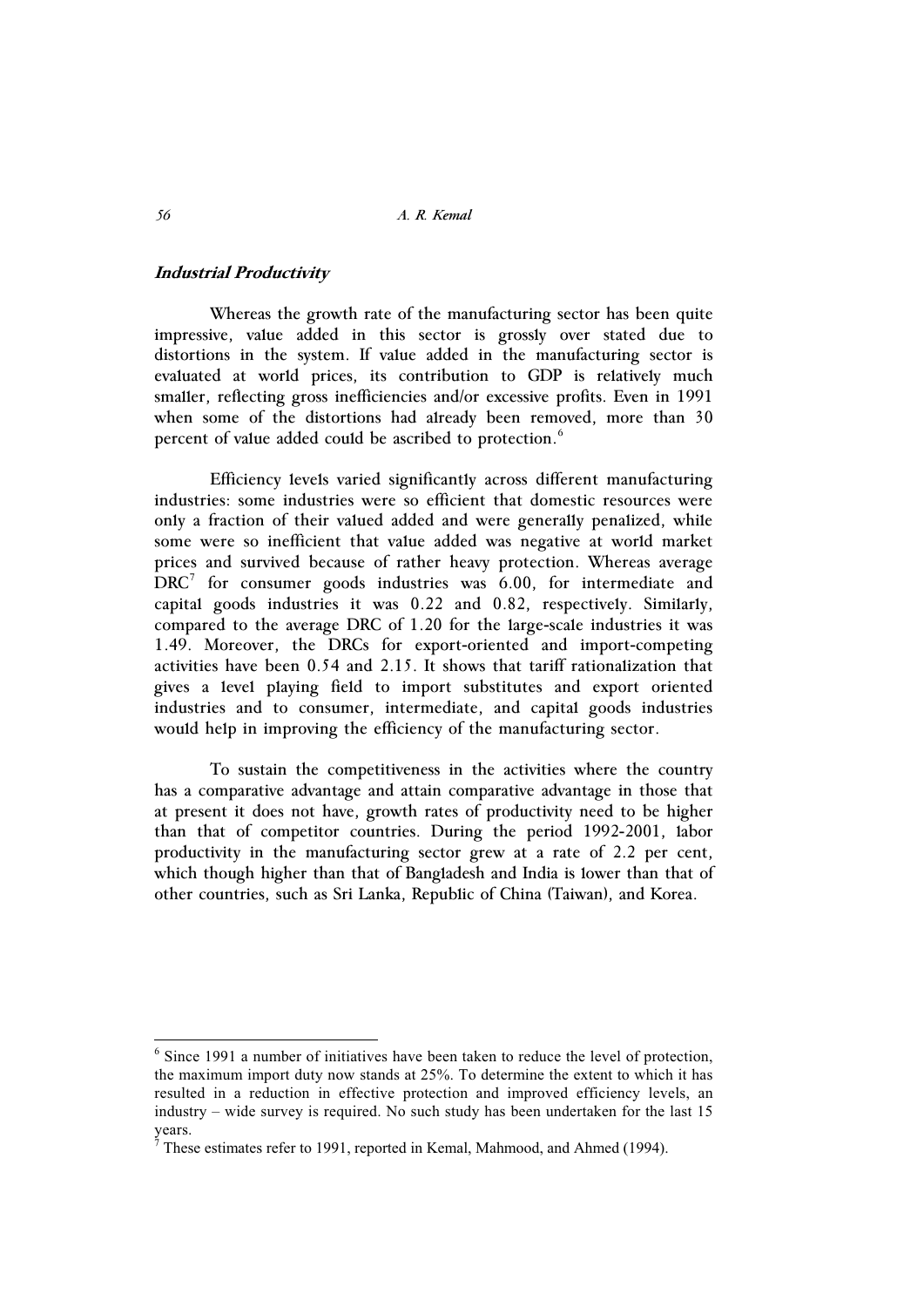### *Industrial Productivity*

Whereas the growth rate of the manufacturing sector has been quite impressive, value added in this sector is grossly over stated due to distortions in the system. If value added in the manufacturing sector is evaluated at world prices, its contribution to GDP is relatively much smaller, reflecting gross inefficiencies and/or excessive profits. Even in 1991 when some of the distortions had already been removed, more than 30 percent of value added could be ascribed to protection.[6]

Efficiency levels varied significantly across different manufacturing industries: some industries were so efficient that domestic resources were only a fraction of their valued added and were generally penalized, while some were so inefficient that value added was negative at world market prices and survived because of rather heavy protection. Whereas average DRC[7] for consumer goods industries was 6.00, for intermediate and capital goods industries it was 0.22 and 0.82, respectively. Similarly, compared to the average DRC of 1.20 for the large-scale industries it was 1.49. Moreover, the DRCs for export-oriented and import-competing activities have been 0.54 and 2.15. It shows that tariff rationalization that gives a level playing field to import substitutes and export oriented industries and to consumer, intermediate, and capital goods industries would help in improving the efficiency of the manufacturing sector.

To sustain the competitiveness in the activities where the country has a comparative advantage and attain comparative advantage in those that at present it does not have, growth rates of productivity need to be higher than that of competitor countries. During the period 1992-2001, labor productivity in the manufacturing sector grew at a rate of 2.2 per cent, which though higher than that of Bangladesh and India is lower than that of other countries, such as Sri Lanka, Republic of China (Taiwan), and Korea.

---

[6] Since 1991 a number of initiatives have been taken to reduce the level of protection, the maximum import duty now stands at 25%. To determine the extent to which it has resulted in a reduction in effective protection and improved efficiency levels, an industry – wide survey is required. No such study has been undertaken for the last 15 years.

[7] These estimates refer to 1991, reported in Kemal, Mahmood, and Ahmed (1994).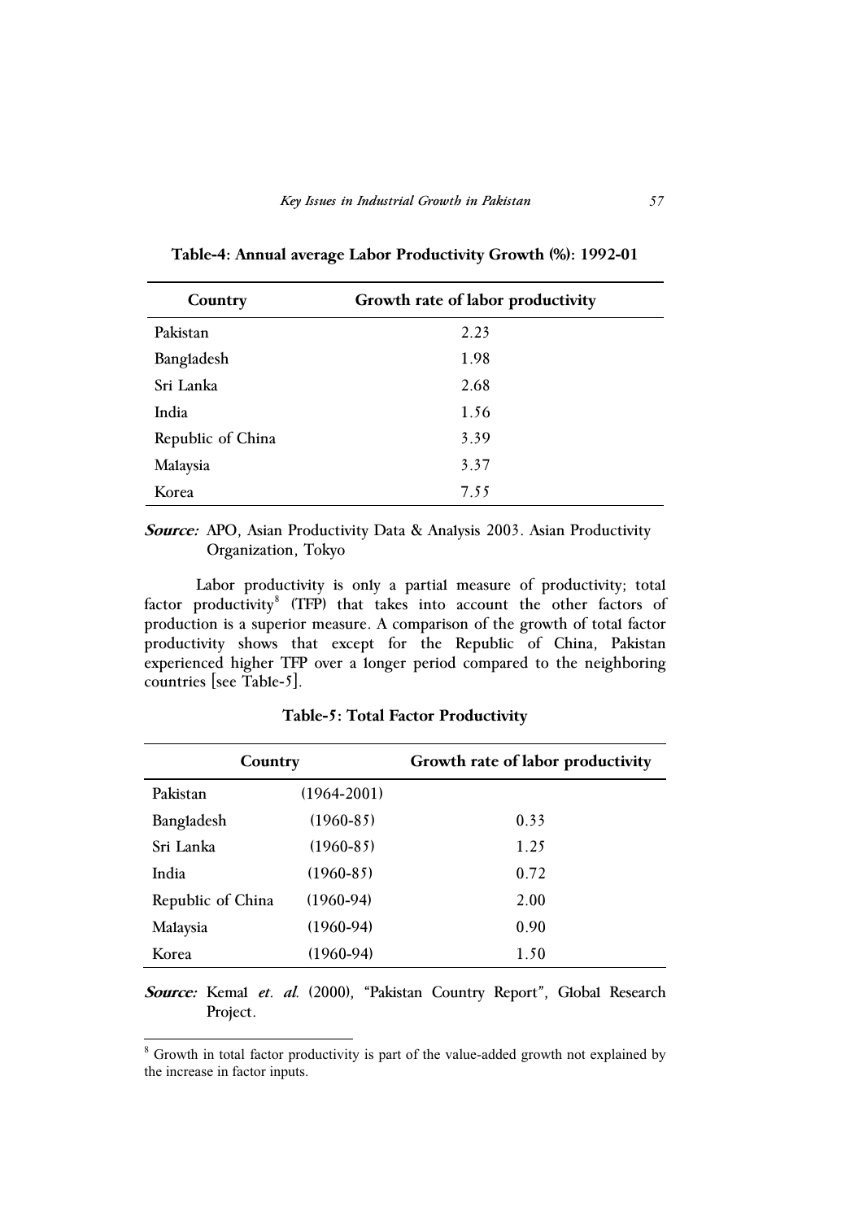**Table-4: Annual average Labor Productivity Growth (%): 1992-01**

| Country | Growth rate of labor productivity |
|---|---|
| Pakistan | 2.23 |
| Bangladesh | 1.98 |
| Sri Lanka | 2.68 |
| India | 1.56 |
| Republic of China | 3.39 |
| Malaysia | 3.37 |
| Korea | 7.55 |

***Source:*** APO, Asian Productivity Data & Analysis 2003. Asian Productivity Organization, Tokyo

Labor productivity is only a partial measure of productivity; total factor productivity[8] (TFP) that takes into account the other factors of production is a superior measure. A comparison of the growth of total factor productivity shows that except for the Republic of China, Pakistan experienced higher TFP over a longer period compared to the neighboring countries [see Table-5].

**Table-5: Total Factor Productivity**

| Country | | Growth rate of labor productivity |
|---|---|---|
| Pakistan | (1964-2001) | |
| Bangladesh | (1960-85) | 0.33 |
| Sri Lanka | (1960-85) | 1.25 |
| India | (1960-85) | 0.72 |
| Republic of China | (1960-94) | 2.00 |
| Malaysia | (1960-94) | 0.90 |
| Korea | (1960-94) | 1.50 |

***Source:*** Kemal *et. al.* (2000), "Pakistan Country Report", Global Research Project.

[8] Growth in total factor productivity is part of the value-added growth not explained by the increase in factor inputs.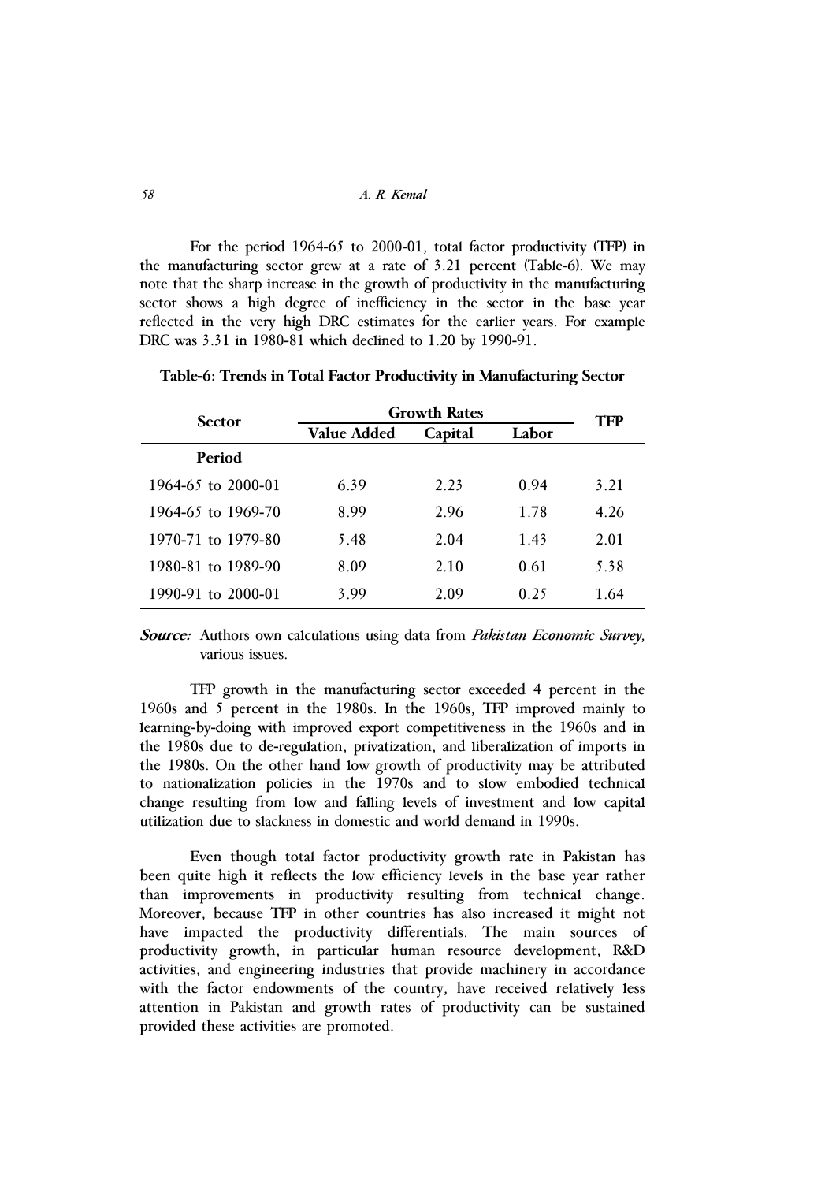For the period 1964-65 to 2000-01, total factor productivity (TFP) in the manufacturing sector grew at a rate of 3.21 percent (Table-6). We may note that the sharp increase in the growth of productivity in the manufacturing sector shows a high degree of inefficiency in the sector in the base year reflected in the very high DRC estimates for the earlier years. For example DRC was 3.31 in 1980-81 which declined to 1.20 by 1990-91.

**Table-6: Trends in Total Factor Productivity in Manufacturing Sector**

| Sector | Growth Rates | | | TFP |
|---|---|---|---|---|
| | Value Added | Capital | Labor | |
| **Period** | | | | |
| 1964-65 to 2000-01 | 6.39 | 2.23 | 0.94 | 3.21 |
| 1964-65 to 1969-70 | 8.99 | 2.96 | 1.78 | 4.26 |
| 1970-71 to 1979-80 | 5.48 | 2.04 | 1.43 | 2.01 |
| 1980-81 to 1989-90 | 8.09 | 2.10 | 0.61 | 5.38 |
| 1990-91 to 2000-01 | 3.99 | 2.09 | 0.25 | 1.64 |

***Source:*** Authors own calculations using data from *Pakistan Economic Survey*, various issues.

TFP growth in the manufacturing sector exceeded 4 percent in the 1960s and 5 percent in the 1980s. In the 1960s, TFP improved mainly to learning-by-doing with improved export competitiveness in the 1960s and in the 1980s due to de-regulation, privatization, and liberalization of imports in the 1980s. On the other hand low growth of productivity may be attributed to nationalization policies in the 1970s and to slow embodied technical change resulting from low and falling levels of investment and low capital utilization due to slackness in domestic and world demand in 1990s.

Even though total factor productivity growth rate in Pakistan has been quite high it reflects the low efficiency levels in the base year rather than improvements in productivity resulting from technical change. Moreover, because TFP in other countries has also increased it might not have impacted the productivity differentials. The main sources of productivity growth, in particular human resource development, R&D activities, and engineering industries that provide machinery in accordance with the factor endowments of the country, have received relatively less attention in Pakistan and growth rates of productivity can be sustained provided these activities are promoted.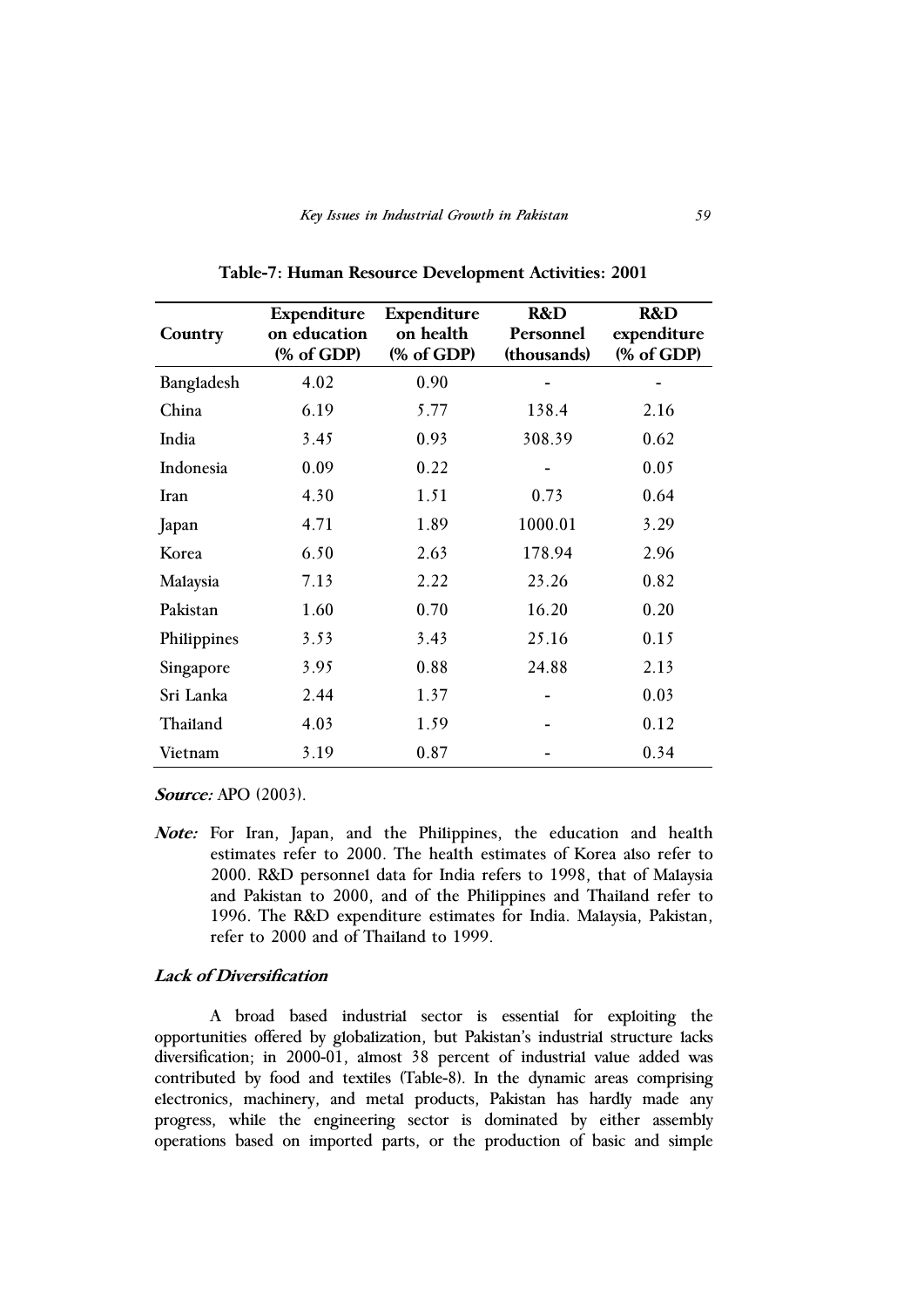**Table-7: Human Resource Development Activities: 2001**

| Country | Expenditure on education (% of GDP) | Expenditure on health (% of GDP) | R&D Personnel (thousands) | R&D expenditure (% of GDP) |
|---|---|---|---|---|
| Bangladesh | 4.02 | 0.90 | - | - |
| China | 6.19 | 5.77 | 138.4 | 2.16 |
| India | 3.45 | 0.93 | 308.39 | 0.62 |
| Indonesia | 0.09 | 0.22 | - | 0.05 |
| Iran | 4.30 | 1.51 | 0.73 | 0.64 |
| Japan | 4.71 | 1.89 | 1000.01 | 3.29 |
| Korea | 6.50 | 2.63 | 178.94 | 2.96 |
| Malaysia | 7.13 | 2.22 | 23.26 | 0.82 |
| Pakistan | 1.60 | 0.70 | 16.20 | 0.20 |
| Philippines | 3.53 | 3.43 | 25.16 | 0.15 |
| Singapore | 3.95 | 0.88 | 24.88 | 2.13 |
| Sri Lanka | 2.44 | 1.37 | - | 0.03 |
| Thailand | 4.03 | 1.59 | - | 0.12 |
| Vietnam | 3.19 | 0.87 | - | 0.34 |

***Source:*** APO (2003).

***Note:*** For Iran, Japan, and the Philippines, the education and health estimates refer to 2000. The health estimates of Korea also refer to 2000. R&D personnel data for India refers to 1998, that of Malaysia and Pakistan to 2000, and of the Philippines and Thailand refer to 1996. The R&D expenditure estimates for India. Malaysia, Pakistan, refer to 2000 and of Thailand to 1999.

### *Lack of Diversification*

A broad based industrial sector is essential for exploiting the opportunities offered by globalization, but Pakistan's industrial structure lacks diversification; in 2000-01, almost 38 percent of industrial value added was contributed by food and textiles (Table-8). In the dynamic areas comprising electronics, machinery, and metal products, Pakistan has hardly made any progress, while the engineering sector is dominated by either assembly operations based on imported parts, or the production of basic and simple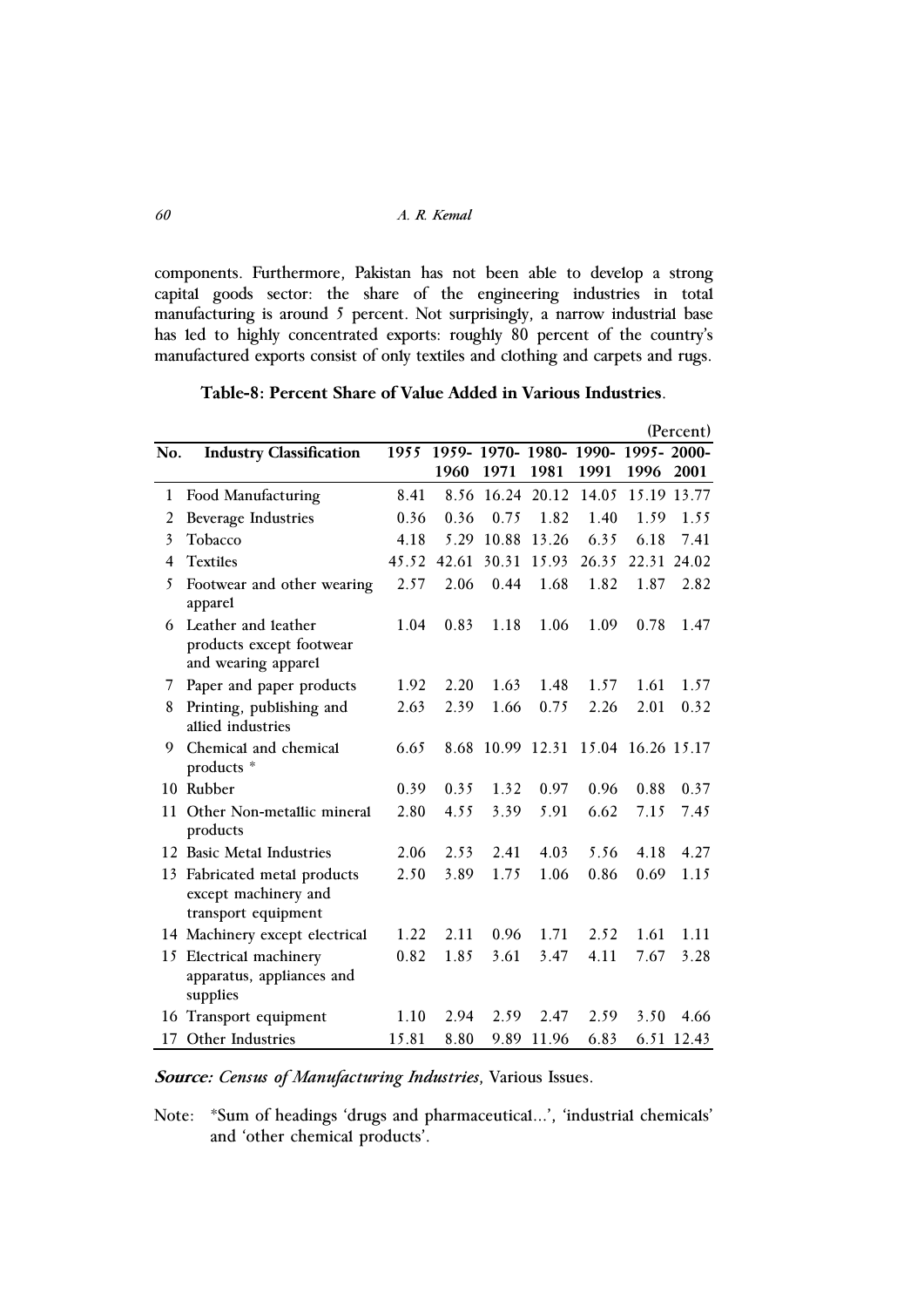components. Furthermore, Pakistan has not been able to develop a strong capital goods sector: the share of the engineering industries in total manufacturing is around 5 percent. Not surprisingly, a narrow industrial base has led to highly concentrated exports: roughly 80 percent of the country's manufactured exports consist of only textiles and clothing and carpets and rugs.

**Table-8: Percent Share of Value Added in Various Industries.**

(Percent)

| No. | Industry Classification | 1955 | 1959-1960 | 1970-1971 | 1980-1981 | 1990-1991 | 1995-1996 | 2000-2001 |
|---|---|---|---|---|---|---|---|---|
| 1 | Food Manufacturing | 8.41 | 8.56 | 16.24 | 20.12 | 14.05 | 15.19 | 13.77 |
| 2 | Beverage Industries | 0.36 | 0.36 | 0.75 | 1.82 | 1.40 | 1.59 | 1.55 |
| 3 | Tobacco | 4.18 | 5.29 | 10.88 | 13.26 | 6.35 | 6.18 | 7.41 |
| 4 | Textiles | 45.52 | 42.61 | 30.31 | 15.93 | 26.35 | 22.31 | 24.02 |
| 5 | Footwear and other wearing apparel | 2.57 | 2.06 | 0.44 | 1.68 | 1.82 | 1.87 | 2.82 |
| 6 | Leather and leather products except footwear and wearing apparel | 1.04 | 0.83 | 1.18 | 1.06 | 1.09 | 0.78 | 1.47 |
| 7 | Paper and paper products | 1.92 | 2.20 | 1.63 | 1.48 | 1.57 | 1.61 | 1.57 |
| 8 | Printing, publishing and allied industries | 2.63 | 2.39 | 1.66 | 0.75 | 2.26 | 2.01 | 0.32 |
| 9 | Chemical and chemical products * | 6.65 | 8.68 | 10.99 | 12.31 | 15.04 | 16.26 | 15.17 |
| 10 | Rubber | 0.39 | 0.35 | 1.32 | 0.97 | 0.96 | 0.88 | 0.37 |
| 11 | Other Non-metallic mineral products | 2.80 | 4.55 | 3.39 | 5.91 | 6.62 | 7.15 | 7.45 |
| 12 | Basic Metal Industries | 2.06 | 2.53 | 2.41 | 4.03 | 5.56 | 4.18 | 4.27 |
| 13 | Fabricated metal products except machinery and transport equipment | 2.50 | 3.89 | 1.75 | 1.06 | 0.86 | 0.69 | 1.15 |
| 14 | Machinery except electrical | 1.22 | 2.11 | 0.96 | 1.71 | 2.52 | 1.61 | 1.11 |
| 15 | Electrical machinery apparatus, appliances and supplies | 0.82 | 1.85 | 3.61 | 3.47 | 4.11 | 7.67 | 3.28 |
| 16 | Transport equipment | 1.10 | 2.94 | 2.59 | 2.47 | 2.59 | 3.50 | 4.66 |
| 17 | Other Industries | 15.81 | 8.80 | 9.89 | 11.96 | 6.83 | 6.51 | 12.43 |

***Source:*** *Census of Manufacturing Industries*, Various Issues.

Note: *Sum of headings 'drugs and pharmaceutical...', 'industrial chemicals' and 'other chemical products'.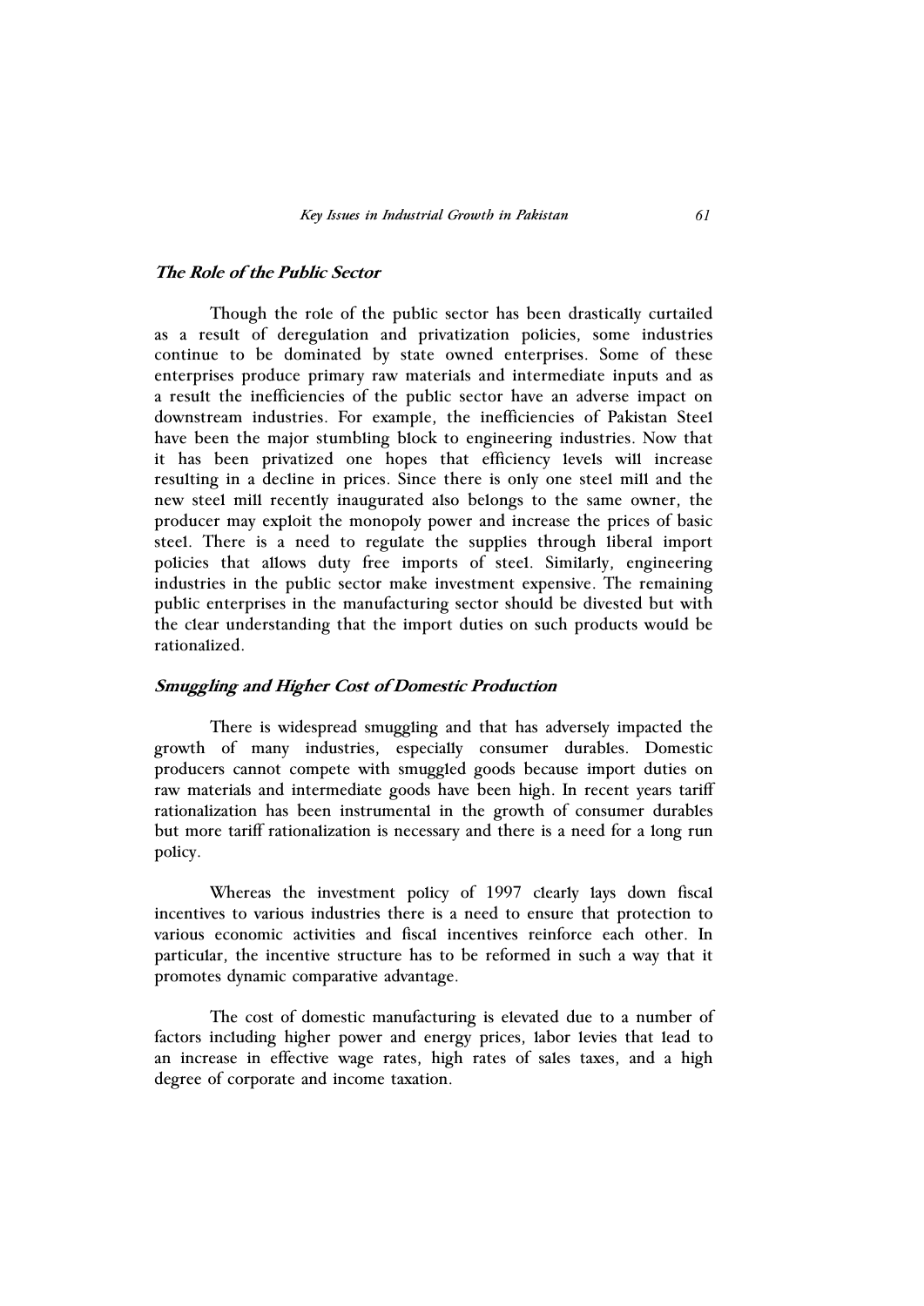### *The Role of the Public Sector*

Though the role of the public sector has been drastically curtailed as a result of deregulation and privatization policies, some industries continue to be dominated by state owned enterprises. Some of these enterprises produce primary raw materials and intermediate inputs and as a result the inefficiencies of the public sector have an adverse impact on downstream industries. For example, the inefficiencies of Pakistan Steel have been the major stumbling block to engineering industries. Now that it has been privatized one hopes that efficiency levels will increase resulting in a decline in prices. Since there is only one steel mill and the new steel mill recently inaugurated also belongs to the same owner, the producer may exploit the monopoly power and increase the prices of basic steel. There is a need to regulate the supplies through liberal import policies that allows duty free imports of steel. Similarly, engineering industries in the public sector make investment expensive. The remaining public enterprises in the manufacturing sector should be divested but with the clear understanding that the import duties on such products would be rationalized.

### *Smuggling and Higher Cost of Domestic Production*

There is widespread smuggling and that has adversely impacted the growth of many industries, especially consumer durables. Domestic producers cannot compete with smuggled goods because import duties on raw materials and intermediate goods have been high. In recent years tariff rationalization has been instrumental in the growth of consumer durables but more tariff rationalization is necessary and there is a need for a long run policy.

Whereas the investment policy of 1997 clearly lays down fiscal incentives to various industries there is a need to ensure that protection to various economic activities and fiscal incentives reinforce each other. In particular, the incentive structure has to be reformed in such a way that it promotes dynamic comparative advantage.

The cost of domestic manufacturing is elevated due to a number of factors including higher power and energy prices, labor levies that lead to an increase in effective wage rates, high rates of sales taxes, and a high degree of corporate and income taxation.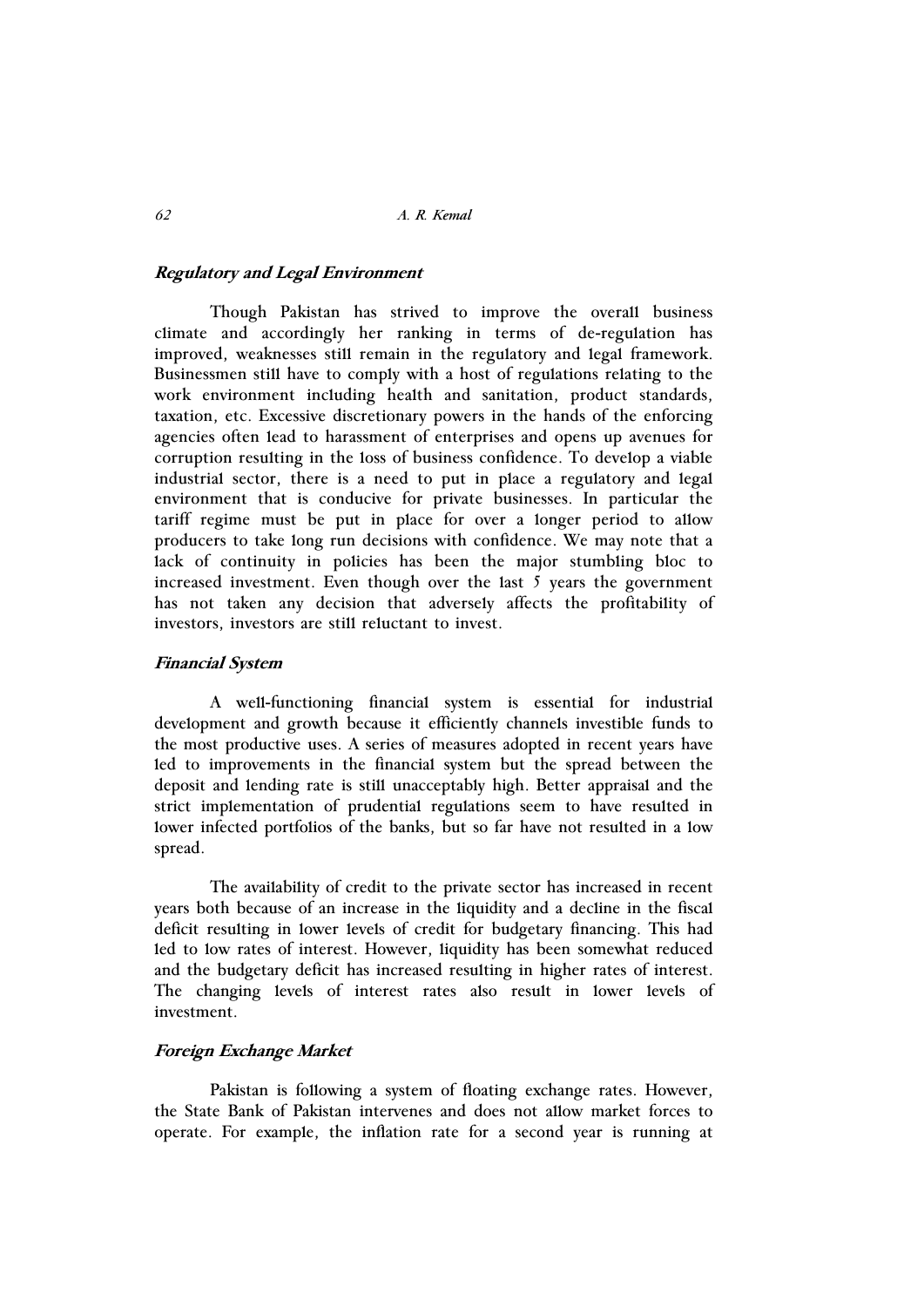### *Regulatory and Legal Environment*

Though Pakistan has strived to improve the overall business climate and accordingly her ranking in terms of de-regulation has improved, weaknesses still remain in the regulatory and legal framework. Businessmen still have to comply with a host of regulations relating to the work environment including health and sanitation, product standards, taxation, etc. Excessive discretionary powers in the hands of the enforcing agencies often lead to harassment of enterprises and opens up avenues for corruption resulting in the loss of business confidence. To develop a viable industrial sector, there is a need to put in place a regulatory and legal environment that is conducive for private businesses. In particular the tariff regime must be put in place for over a longer period to allow producers to take long run decisions with confidence. We may note that a lack of continuity in policies has been the major stumbling bloc to increased investment. Even though over the last 5 years the government has not taken any decision that adversely affects the profitability of investors, investors are still reluctant to invest.

### *Financial System*

A well-functioning financial system is essential for industrial development and growth because it efficiently channels investible funds to the most productive uses. A series of measures adopted in recent years have led to improvements in the financial system but the spread between the deposit and lending rate is still unacceptably high. Better appraisal and the strict implementation of prudential regulations seem to have resulted in lower infected portfolios of the banks, but so far have not resulted in a low spread.

The availability of credit to the private sector has increased in recent years both because of an increase in the liquidity and a decline in the fiscal deficit resulting in lower levels of credit for budgetary financing. This had led to low rates of interest. However, liquidity has been somewhat reduced and the budgetary deficit has increased resulting in higher rates of interest. The changing levels of interest rates also result in lower levels of investment.

### *Foreign Exchange Market*

Pakistan is following a system of floating exchange rates. However, the State Bank of Pakistan intervenes and does not allow market forces to operate. For example, the inflation rate for a second year is running at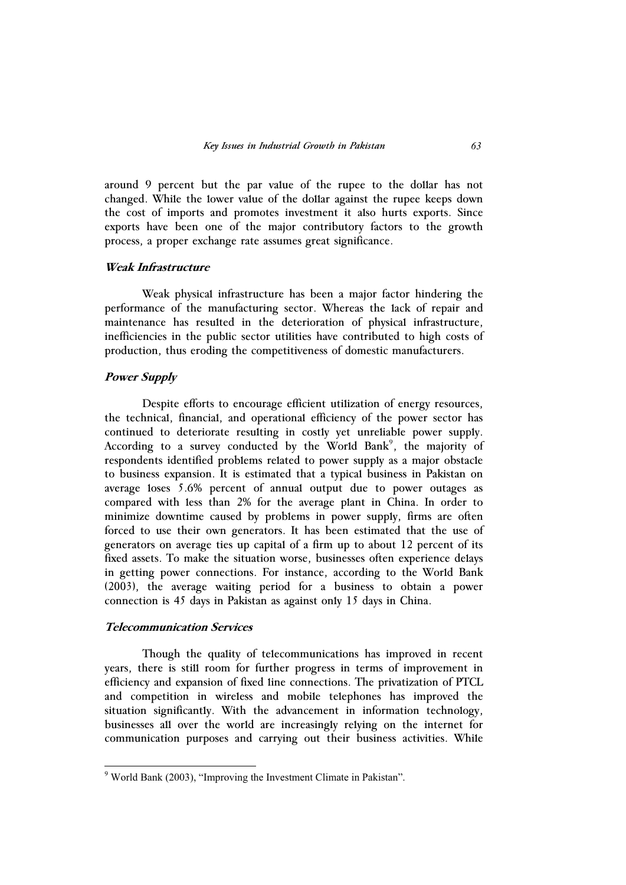around 9 percent but the par value of the rupee to the dollar has not changed. While the lower value of the dollar against the rupee keeps down the cost of imports and promotes investment it also hurts exports. Since exports have been one of the major contributory factors to the growth process, a proper exchange rate assumes great significance.

### *Weak Infrastructure*

Weak physical infrastructure has been a major factor hindering the performance of the manufacturing sector. Whereas the lack of repair and maintenance has resulted in the deterioration of physical infrastructure, inefficiencies in the public sector utilities have contributed to high costs of production, thus eroding the competitiveness of domestic manufacturers.

### *Power Supply*

Despite efforts to encourage efficient utilization of energy resources, the technical, financial, and operational efficiency of the power sector has continued to deteriorate resulting in costly yet unreliable power supply. According to a survey conducted by the World Bank[9], the majority of respondents identified problems related to power supply as a major obstacle to business expansion. It is estimated that a typical business in Pakistan on average loses 5.6% percent of annual output due to power outages as compared with less than 2% for the average plant in China. In order to minimize downtime caused by problems in power supply, firms are often forced to use their own generators. It has been estimated that the use of generators on average ties up capital of a firm up to about 12 percent of its fixed assets. To make the situation worse, businesses often experience delays in getting power connections. For instance, according to the World Bank (2003), the average waiting period for a business to obtain a power connection is 45 days in Pakistan as against only 15 days in China.

### *Telecommunication Services*

Though the quality of telecommunications has improved in recent years, there is still room for further progress in terms of improvement in efficiency and expansion of fixed line connections. The privatization of PTCL and competition in wireless and mobile telephones has improved the situation significantly. With the advancement in information technology, businesses all over the world are increasingly relying on the internet for communication purposes and carrying out their business activities. While

---

[9] World Bank (2003), "Improving the Investment Climate in Pakistan".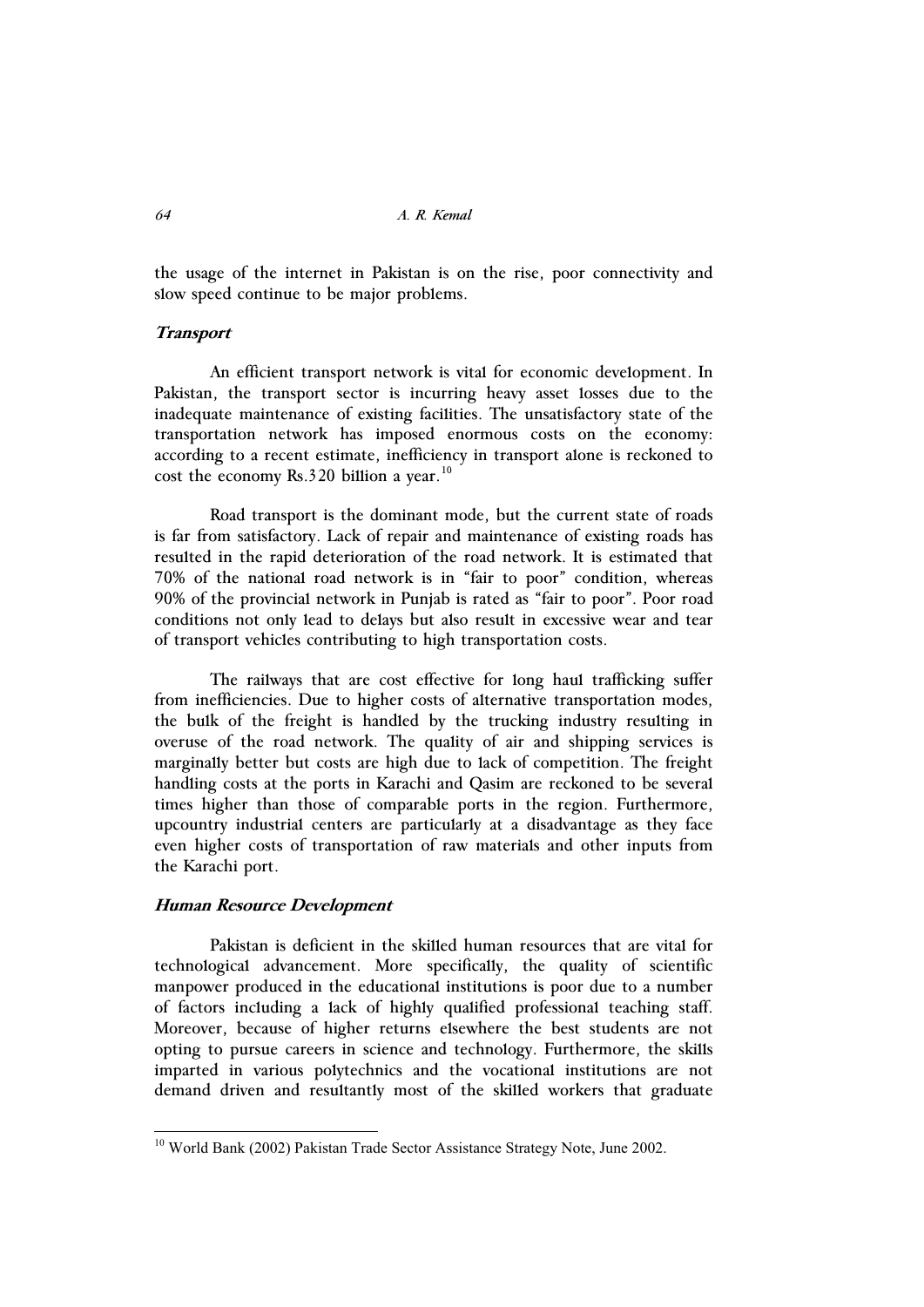the usage of the internet in Pakistan is on the rise, poor connectivity and slow speed continue to be major problems.

### *Transport*

An efficient transport network is vital for economic development. In Pakistan, the transport sector is incurring heavy asset losses due to the inadequate maintenance of existing facilities. The unsatisfactory state of the transportation network has imposed enormous costs on the economy: according to a recent estimate, inefficiency in transport alone is reckoned to cost the economy Rs.320 billion a year.[10]

Road transport is the dominant mode, but the current state of roads is far from satisfactory. Lack of repair and maintenance of existing roads has resulted in the rapid deterioration of the road network. It is estimated that 70% of the national road network is in "fair to poor" condition, whereas 90% of the provincial network in Punjab is rated as "fair to poor". Poor road conditions not only lead to delays but also result in excessive wear and tear of transport vehicles contributing to high transportation costs.

The railways that are cost effective for long haul trafficking suffer from inefficiencies. Due to higher costs of alternative transportation modes, the bulk of the freight is handled by the trucking industry resulting in overuse of the road network. The quality of air and shipping services is marginally better but costs are high due to lack of competition. The freight handling costs at the ports in Karachi and Qasim are reckoned to be several times higher than those of comparable ports in the region. Furthermore, upcountry industrial centers are particularly at a disadvantage as they face even higher costs of transportation of raw materials and other inputs from the Karachi port.

### *Human Resource Development*

Pakistan is deficient in the skilled human resources that are vital for technological advancement. More specifically, the quality of scientific manpower produced in the educational institutions is poor due to a number of factors including a lack of highly qualified professional teaching staff. Moreover, because of higher returns elsewhere the best students are not opting to pursue careers in science and technology. Furthermore, the skills imparted in various polytechnics and the vocational institutions are not demand driven and resultantly most of the skilled workers that graduate

[10] World Bank (2002) Pakistan Trade Sector Assistance Strategy Note, June 2002.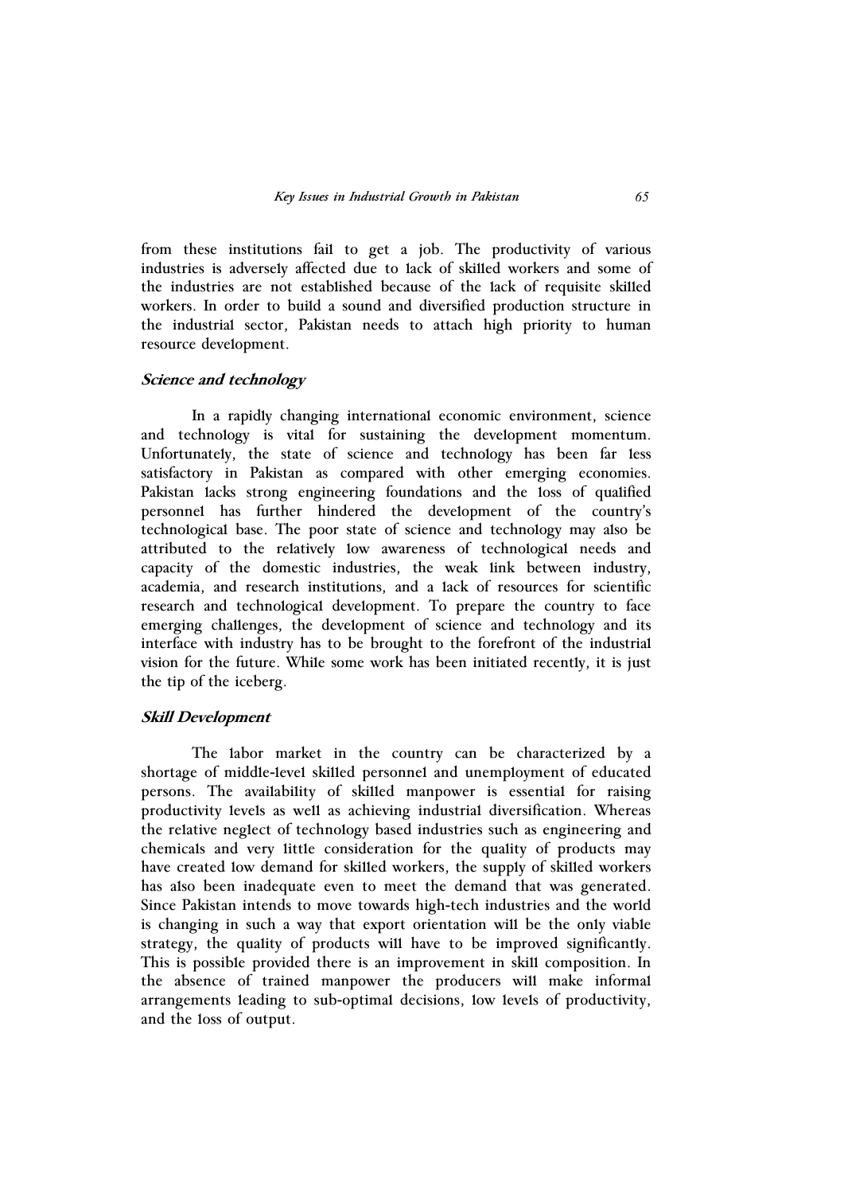from these institutions fail to get a job. The productivity of various industries is adversely affected due to lack of skilled workers and some of the industries are not established because of the lack of requisite skilled workers. In order to build a sound and diversified production structure in the industrial sector, Pakistan needs to attach high priority to human resource development.

### *Science and technology*

In a rapidly changing international economic environment, science and technology is vital for sustaining the development momentum. Unfortunately, the state of science and technology has been far less satisfactory in Pakistan as compared with other emerging economies. Pakistan lacks strong engineering foundations and the loss of qualified personnel has further hindered the development of the country's technological base. The poor state of science and technology may also be attributed to the relatively low awareness of technological needs and capacity of the domestic industries, the weak link between industry, academia, and research institutions, and a lack of resources for scientific research and technological development. To prepare the country to face emerging challenges, the development of science and technology and its interface with industry has to be brought to the forefront of the industrial vision for the future. While some work has been initiated recently, it is just the tip of the iceberg.

### *Skill Development*

The labor market in the country can be characterized by a shortage of middle-level skilled personnel and unemployment of educated persons. The availability of skilled manpower is essential for raising productivity levels as well as achieving industrial diversification. Whereas the relative neglect of technology based industries such as engineering and chemicals and very little consideration for the quality of products may have created low demand for skilled workers, the supply of skilled workers has also been inadequate even to meet the demand that was generated. Since Pakistan intends to move towards high-tech industries and the world is changing in such a way that export orientation will be the only viable strategy, the quality of products will have to be improved significantly. This is possible provided there is an improvement in skill composition. In the absence of trained manpower the producers will make informal arrangements leading to sub-optimal decisions, low levels of productivity, and the loss of output.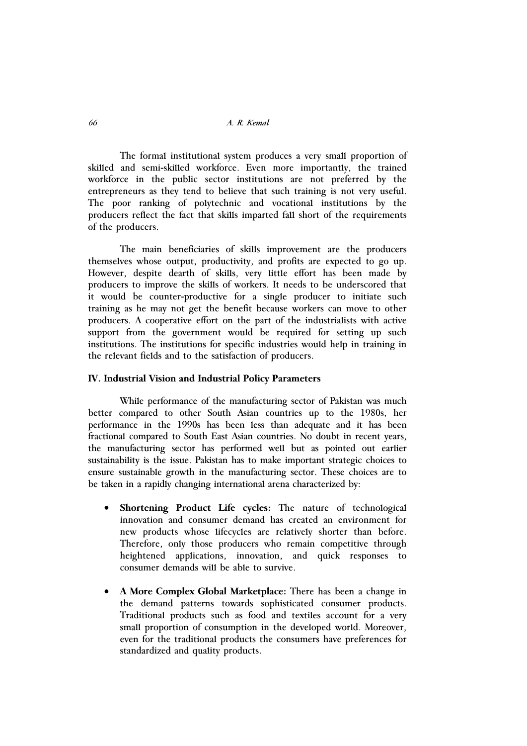The formal institutional system produces a very small proportion of skilled and semi-skilled workforce. Even more importantly, the trained workforce in the public sector institutions are not preferred by the entrepreneurs as they tend to believe that such training is not very useful. The poor ranking of polytechnic and vocational institutions by the producers reflect the fact that skills imparted fall short of the requirements of the producers.

The main beneficiaries of skills improvement are the producers themselves whose output, productivity, and profits are expected to go up. However, despite dearth of skills, very little effort has been made by producers to improve the skills of workers. It needs to be underscored that it would be counter-productive for a single producer to initiate such training as he may not get the benefit because workers can move to other producers. A cooperative effort on the part of the industrialists with active support from the government would be required for setting up such institutions. The institutions for specific industries would help in training in the relevant fields and to the satisfaction of producers.

## IV. Industrial Vision and Industrial Policy Parameters

While performance of the manufacturing sector of Pakistan was much better compared to other South Asian countries up to the 1980s, her performance in the 1990s has been less than adequate and it has been fractional compared to South East Asian countries. No doubt in recent years, the manufacturing sector has performed well but as pointed out earlier sustainability is the issue. Pakistan has to make important strategic choices to ensure sustainable growth in the manufacturing sector. These choices are to be taken in a rapidly changing international arena characterized by:

- **Shortening Product Life cycles:** The nature of technological innovation and consumer demand has created an environment for new products whose lifecycles are relatively shorter than before. Therefore, only those producers who remain competitive through heightened applications, innovation, and quick responses to consumer demands will be able to survive.

- **A More Complex Global Marketplace:** There has been a change in the demand patterns towards sophisticated consumer products. Traditional products such as food and textiles account for a very small proportion of consumption in the developed world. Moreover, even for the traditional products the consumers have preferences for standardized and quality products.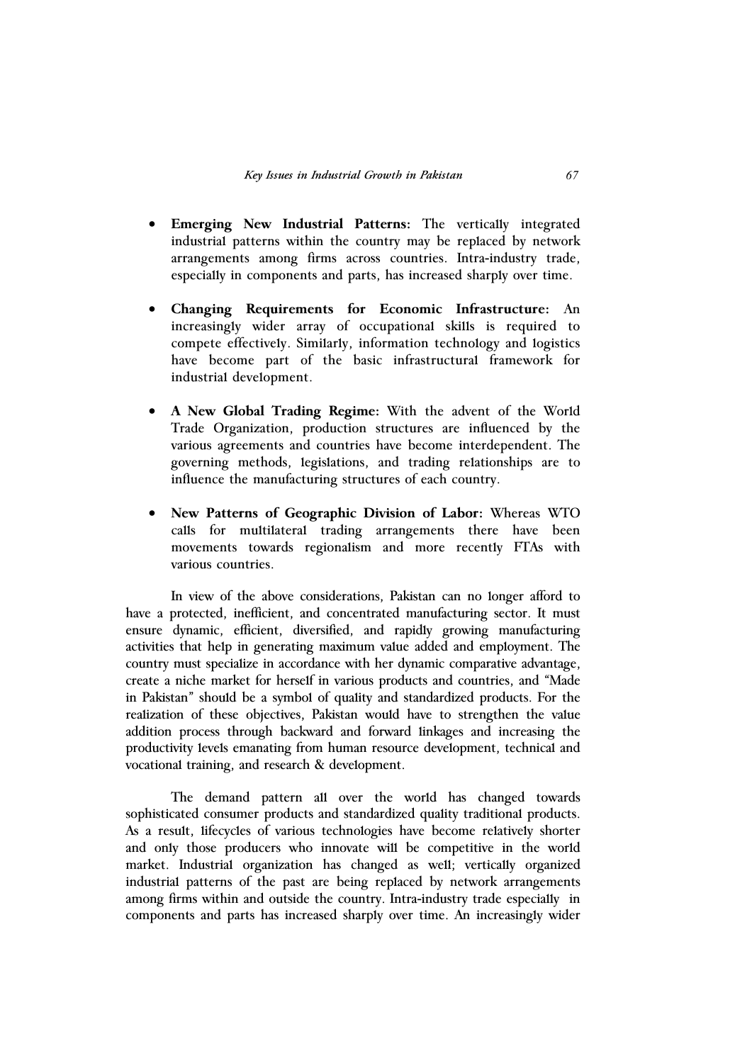- **Emerging New Industrial Patterns:** The vertically integrated industrial patterns within the country may be replaced by network arrangements among firms across countries. Intra-industry trade, especially in components and parts, has increased sharply over time.

- **Changing Requirements for Economic Infrastructure:** An increasingly wider array of occupational skills is required to compete effectively. Similarly, information technology and logistics have become part of the basic infrastructural framework for industrial development.

- **A New Global Trading Regime:** With the advent of the World Trade Organization, production structures are influenced by the various agreements and countries have become interdependent. The governing methods, legislations, and trading relationships are to influence the manufacturing structures of each country.

- **New Patterns of Geographic Division of Labor:** Whereas WTO calls for multilateral trading arrangements there have been movements towards regionalism and more recently FTAs with various countries.

In view of the above considerations, Pakistan can no longer afford to have a protected, inefficient, and concentrated manufacturing sector. It must ensure dynamic, efficient, diversified, and rapidly growing manufacturing activities that help in generating maximum value added and employment. The country must specialize in accordance with her dynamic comparative advantage, create a niche market for herself in various products and countries, and "Made in Pakistan" should be a symbol of quality and standardized products. For the realization of these objectives, Pakistan would have to strengthen the value addition process through backward and forward linkages and increasing the productivity levels emanating from human resource development, technical and vocational training, and research & development.

The demand pattern all over the world has changed towards sophisticated consumer products and standardized quality traditional products. As a result, lifecycles of various technologies have become relatively shorter and only those producers who innovate will be competitive in the world market. Industrial organization has changed as well; vertically organized industrial patterns of the past are being replaced by network arrangements among firms within and outside the country. Intra-industry trade especially in components and parts has increased sharply over time. An increasingly wider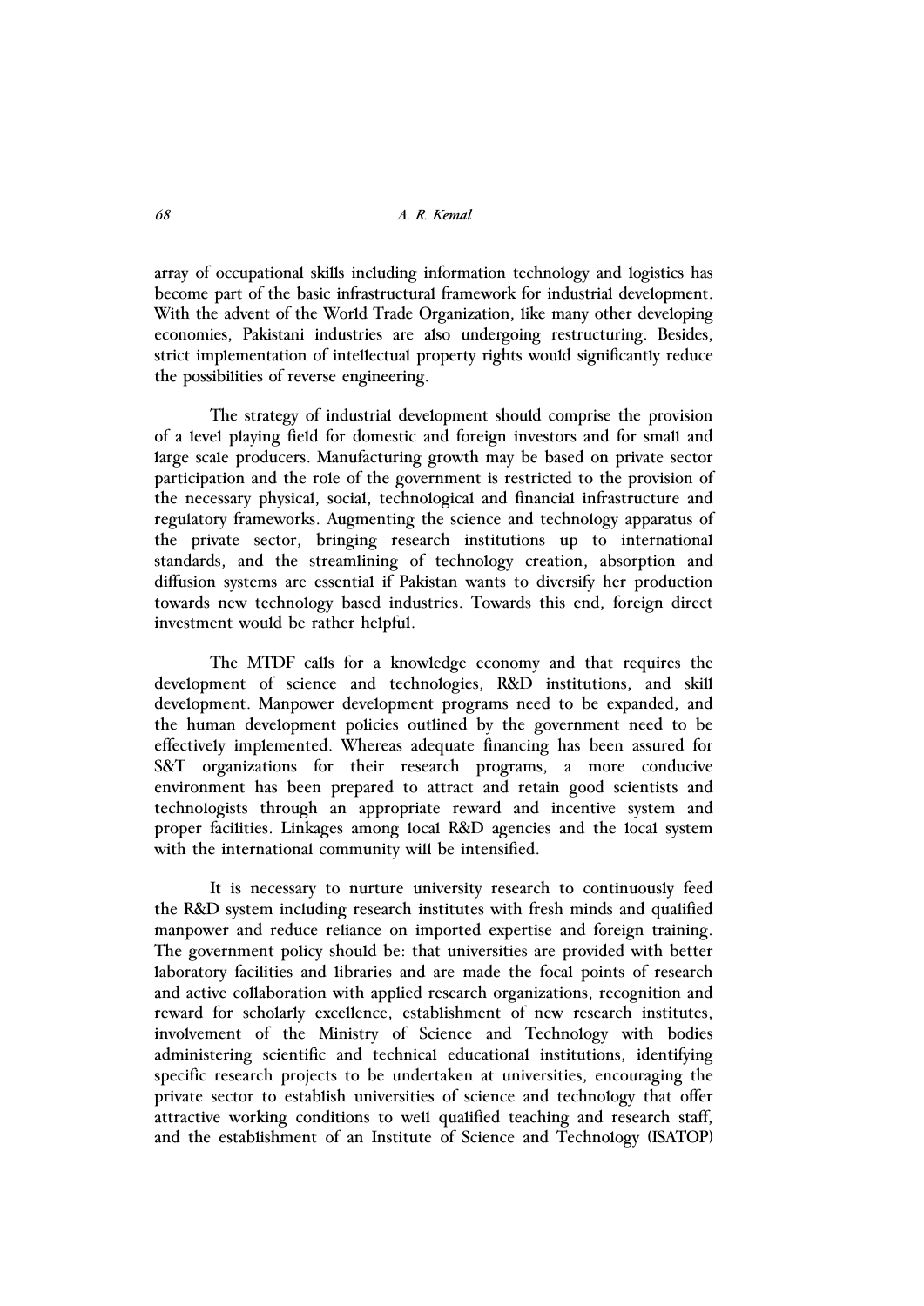array of occupational skills including information technology and logistics has become part of the basic infrastructural framework for industrial development. With the advent of the World Trade Organization, like many other developing economies, Pakistani industries are also undergoing restructuring. Besides, strict implementation of intellectual property rights would significantly reduce the possibilities of reverse engineering.

The strategy of industrial development should comprise the provision of a level playing field for domestic and foreign investors and for small and large scale producers. Manufacturing growth may be based on private sector participation and the role of the government is restricted to the provision of the necessary physical, social, technological and financial infrastructure and regulatory frameworks. Augmenting the science and technology apparatus of the private sector, bringing research institutions up to international standards, and the streamlining of technology creation, absorption and diffusion systems are essential if Pakistan wants to diversify her production towards new technology based industries. Towards this end, foreign direct investment would be rather helpful.

The MTDF calls for a knowledge economy and that requires the development of science and technologies, R&D institutions, and skill development. Manpower development programs need to be expanded, and the human development policies outlined by the government need to be effectively implemented. Whereas adequate financing has been assured for S&T organizations for their research programs, a more conducive environment has been prepared to attract and retain good scientists and technologists through an appropriate reward and incentive system and proper facilities. Linkages among local R&D agencies and the local system with the international community will be intensified.

It is necessary to nurture university research to continuously feed the R&D system including research institutes with fresh minds and qualified manpower and reduce reliance on imported expertise and foreign training. The government policy should be: that universities are provided with better laboratory facilities and libraries and are made the focal points of research and active collaboration with applied research organizations, recognition and reward for scholarly excellence, establishment of new research institutes, involvement of the Ministry of Science and Technology with bodies administering scientific and technical educational institutions, identifying specific research projects to be undertaken at universities, encouraging the private sector to establish universities of science and technology that offer attractive working conditions to well qualified teaching and research staff, and the establishment of an Institute of Science and Technology (ISATOP)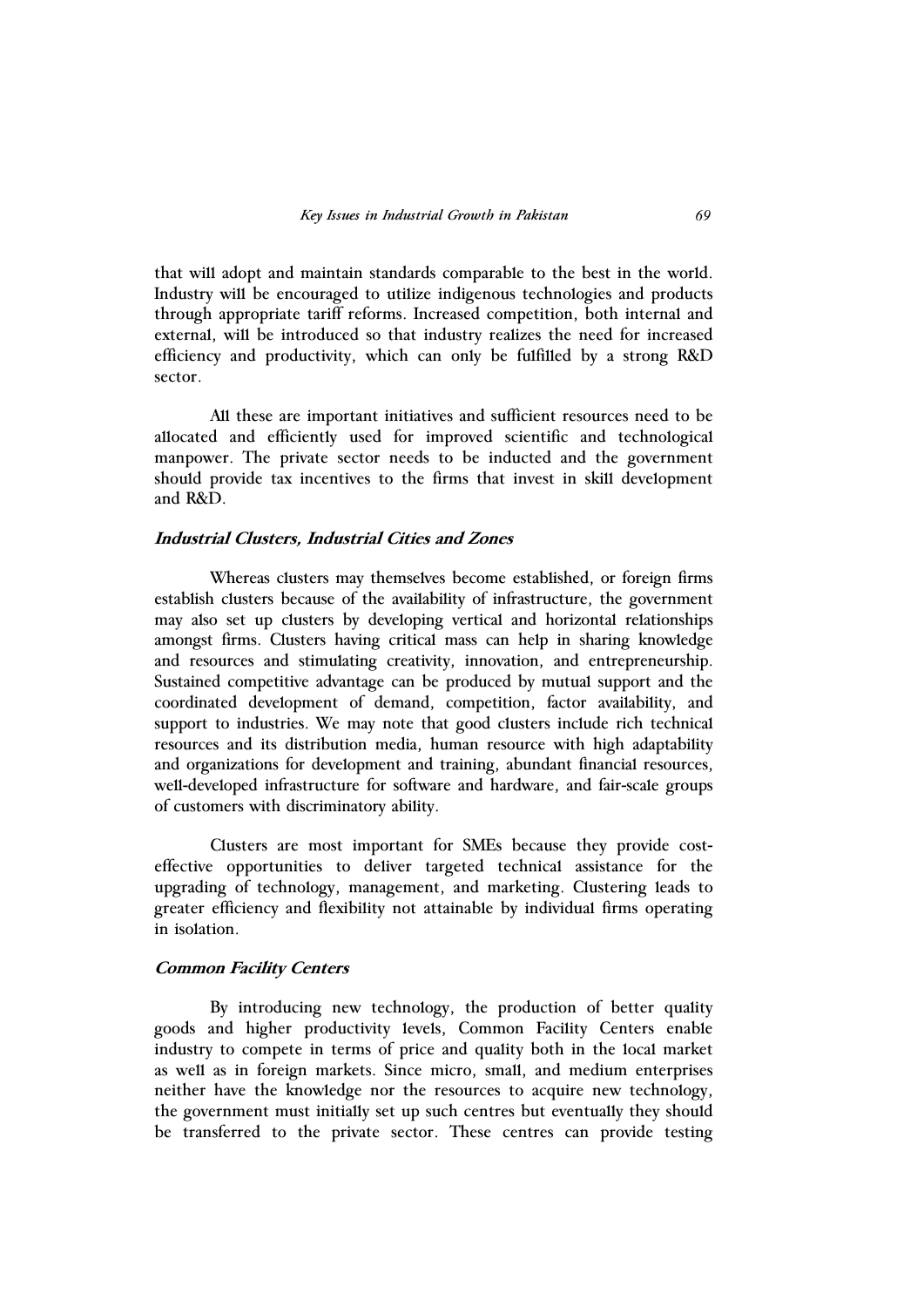that will adopt and maintain standards comparable to the best in the world. Industry will be encouraged to utilize indigenous technologies and products through appropriate tariff reforms. Increased competition, both internal and external, will be introduced so that industry realizes the need for increased efficiency and productivity, which can only be fulfilled by a strong R&D sector.

All these are important initiatives and sufficient resources need to be allocated and efficiently used for improved scientific and technological manpower. The private sector needs to be inducted and the government should provide tax incentives to the firms that invest in skill development and R&D.

### *Industrial Clusters, Industrial Cities and Zones*

Whereas clusters may themselves become established, or foreign firms establish clusters because of the availability of infrastructure, the government may also set up clusters by developing vertical and horizontal relationships amongst firms. Clusters having critical mass can help in sharing knowledge and resources and stimulating creativity, innovation, and entrepreneurship. Sustained competitive advantage can be produced by mutual support and the coordinated development of demand, competition, factor availability, and support to industries. We may note that good clusters include rich technical resources and its distribution media, human resource with high adaptability and organizations for development and training, abundant financial resources, well-developed infrastructure for software and hardware, and fair-scale groups of customers with discriminatory ability.

Clusters are most important for SMEs because they provide cost-effective opportunities to deliver targeted technical assistance for the upgrading of technology, management, and marketing. Clustering leads to greater efficiency and flexibility not attainable by individual firms operating in isolation.

### *Common Facility Centers*

By introducing new technology, the production of better quality goods and higher productivity levels, Common Facility Centers enable industry to compete in terms of price and quality both in the local market as well as in foreign markets. Since micro, small, and medium enterprises neither have the knowledge nor the resources to acquire new technology, the government must initially set up such centres but eventually they should be transferred to the private sector. These centres can provide testing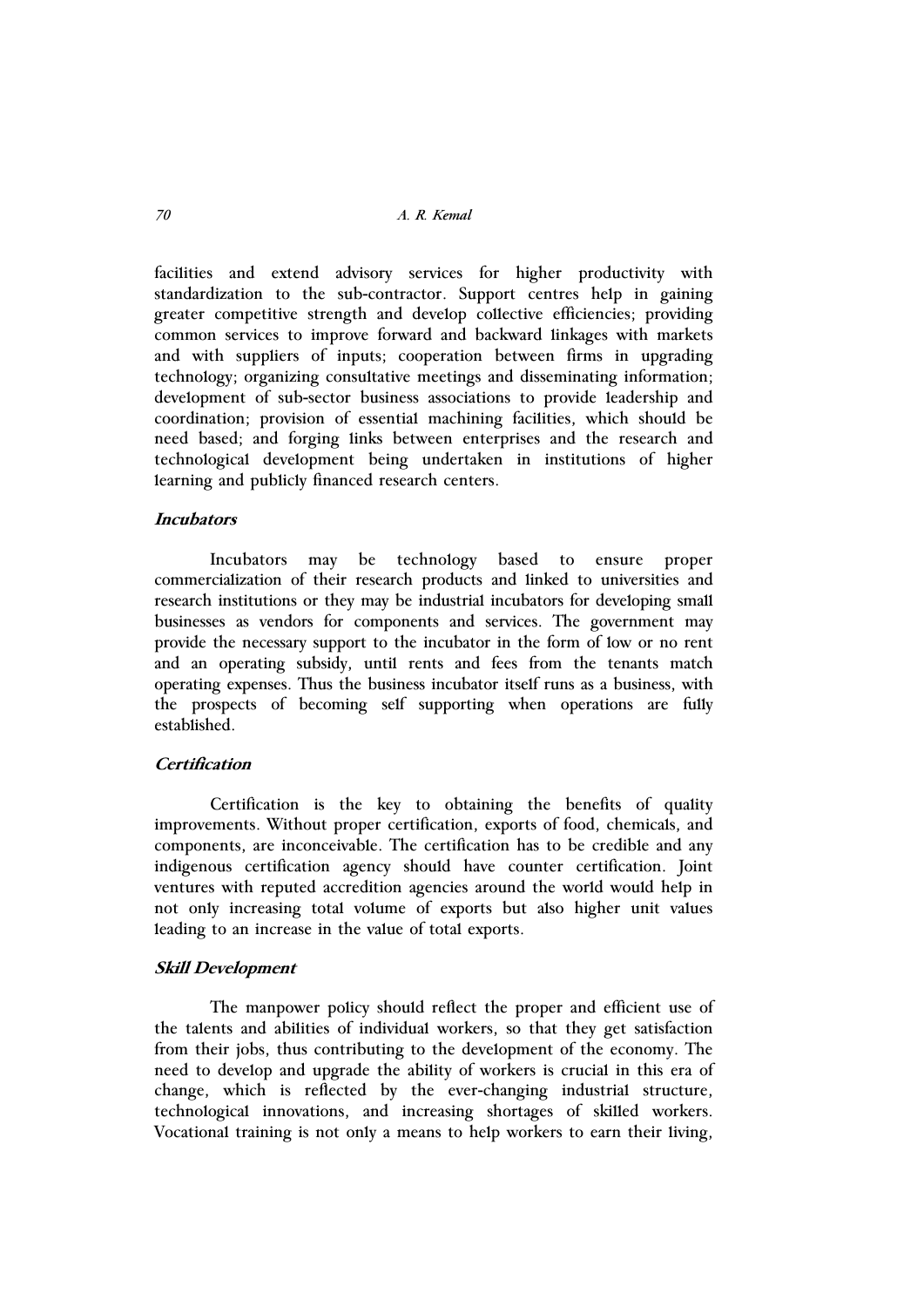facilities and extend advisory services for higher productivity with standardization to the sub-contractor. Support centres help in gaining greater competitive strength and develop collective efficiencies; providing common services to improve forward and backward linkages with markets and with suppliers of inputs; cooperation between firms in upgrading technology; organizing consultative meetings and disseminating information; development of sub-sector business associations to provide leadership and coordination; provision of essential machining facilities, which should be need based; and forging links between enterprises and the research and technological development being undertaken in institutions of higher learning and publicly financed research centers.

### *Incubators*

Incubators may be technology based to ensure proper commercialization of their research products and linked to universities and research institutions or they may be industrial incubators for developing small businesses as vendors for components and services. The government may provide the necessary support to the incubator in the form of low or no rent and an operating subsidy, until rents and fees from the tenants match operating expenses. Thus the business incubator itself runs as a business, with the prospects of becoming self supporting when operations are fully established.

### *Certification*

Certification is the key to obtaining the benefits of quality improvements. Without proper certification, exports of food, chemicals, and components, are inconceivable. The certification has to be credible and any indigenous certification agency should have counter certification. Joint ventures with reputed accredition agencies around the world would help in not only increasing total volume of exports but also higher unit values leading to an increase in the value of total exports.

### *Skill Development*

The manpower policy should reflect the proper and efficient use of the talents and abilities of individual workers, so that they get satisfaction from their jobs, thus contributing to the development of the economy. The need to develop and upgrade the ability of workers is crucial in this era of change, which is reflected by the ever-changing industrial structure, technological innovations, and increasing shortages of skilled workers. Vocational training is not only a means to help workers to earn their living,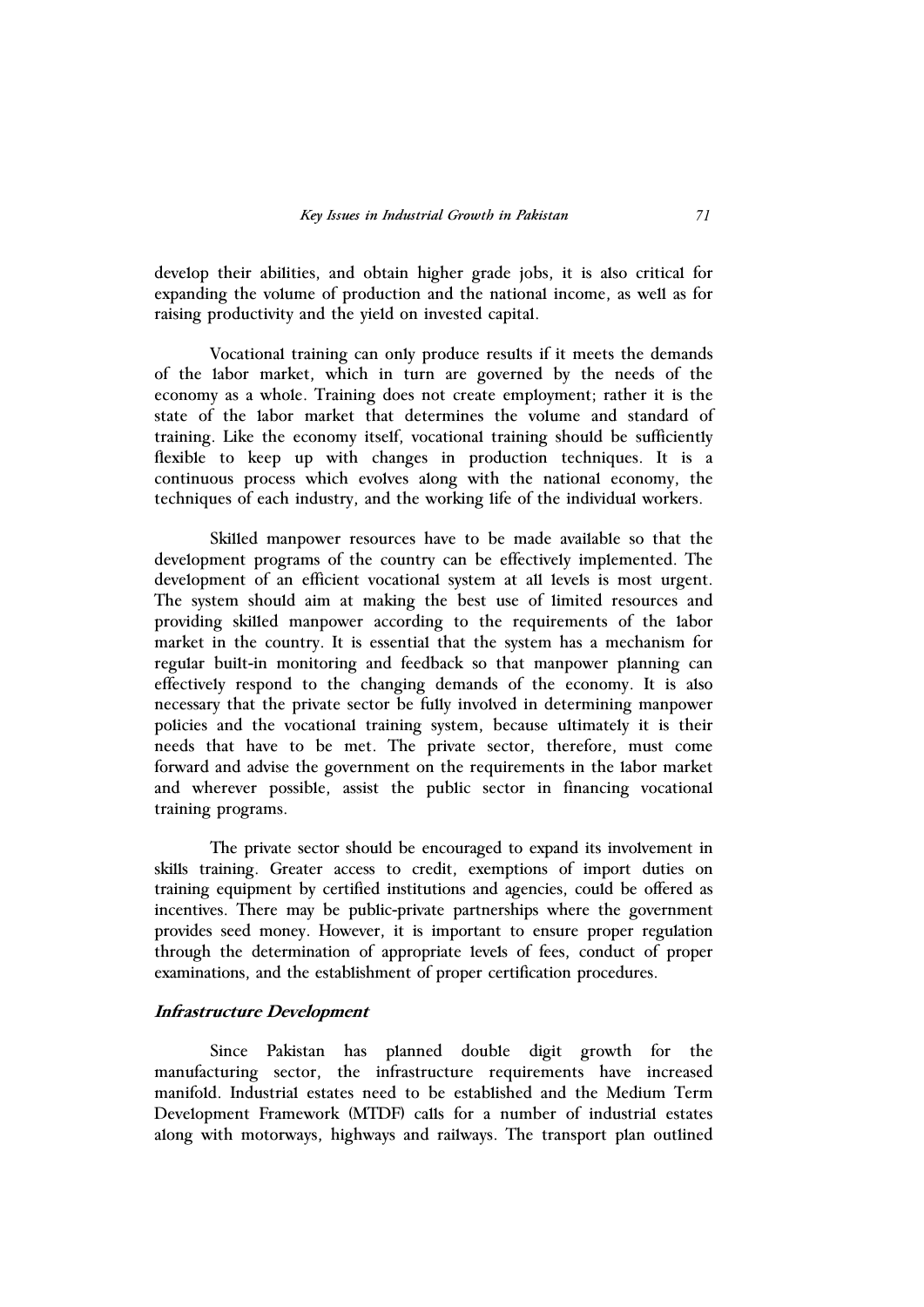develop their abilities, and obtain higher grade jobs, it is also critical for expanding the volume of production and the national income, as well as for raising productivity and the yield on invested capital.

Vocational training can only produce results if it meets the demands of the labor market, which in turn are governed by the needs of the economy as a whole. Training does not create employment; rather it is the state of the labor market that determines the volume and standard of training. Like the economy itself, vocational training should be sufficiently flexible to keep up with changes in production techniques. It is a continuous process which evolves along with the national economy, the techniques of each industry, and the working life of the individual workers.

Skilled manpower resources have to be made available so that the development programs of the country can be effectively implemented. The development of an efficient vocational system at all levels is most urgent. The system should aim at making the best use of limited resources and providing skilled manpower according to the requirements of the labor market in the country. It is essential that the system has a mechanism for regular built-in monitoring and feedback so that manpower planning can effectively respond to the changing demands of the economy. It is also necessary that the private sector be fully involved in determining manpower policies and the vocational training system, because ultimately it is their needs that have to be met. The private sector, therefore, must come forward and advise the government on the requirements in the labor market and wherever possible, assist the public sector in financing vocational training programs.

The private sector should be encouraged to expand its involvement in skills training. Greater access to credit, exemptions of import duties on training equipment by certified institutions and agencies, could be offered as incentives. There may be public-private partnerships where the government provides seed money. However, it is important to ensure proper regulation through the determination of appropriate levels of fees, conduct of proper examinations, and the establishment of proper certification procedures.

### *Infrastructure Development*

Since Pakistan has planned double digit growth for the manufacturing sector, the infrastructure requirements have increased manifold. Industrial estates need to be established and the Medium Term Development Framework (MTDF) calls for a number of industrial estates along with motorways, highways and railways. The transport plan outlined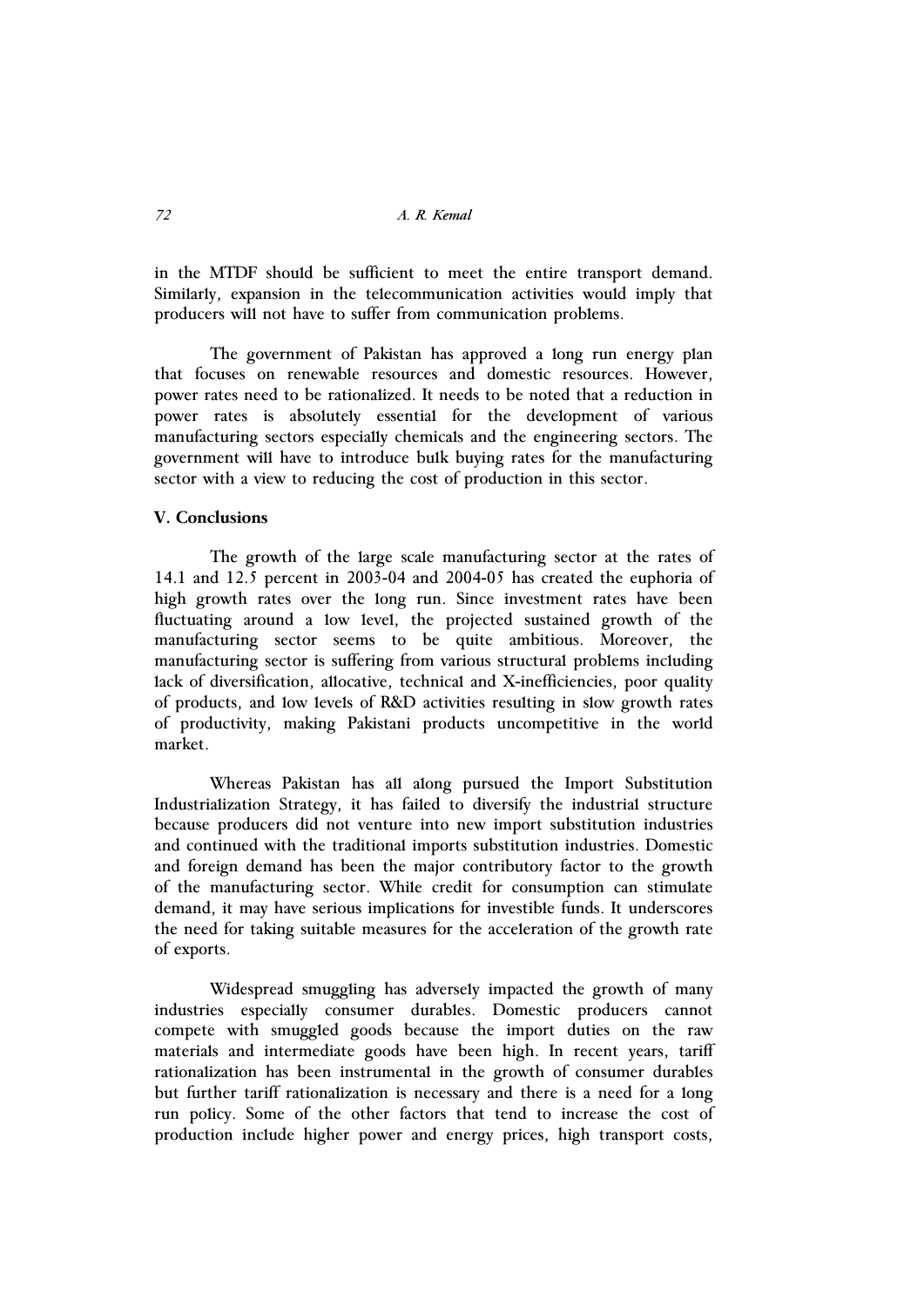in the MTDF should be sufficient to meet the entire transport demand. Similarly, expansion in the telecommunication activities would imply that producers will not have to suffer from communication problems.

The government of Pakistan has approved a long run energy plan that focuses on renewable resources and domestic resources. However, power rates need to be rationalized. It needs to be noted that a reduction in power rates is absolutely essential for the development of various manufacturing sectors especially chemicals and the engineering sectors. The government will have to introduce bulk buying rates for the manufacturing sector with a view to reducing the cost of production in this sector.

## V. Conclusions

The growth of the large scale manufacturing sector at the rates of 14.1 and 12.5 percent in 2003-04 and 2004-05 has created the euphoria of high growth rates over the long run. Since investment rates have been fluctuating around a low level, the projected sustained growth of the manufacturing sector seems to be quite ambitious. Moreover, the manufacturing sector is suffering from various structural problems including lack of diversification, allocative, technical and X-inefficiencies, poor quality of products, and low levels of R&D activities resulting in slow growth rates of productivity, making Pakistani products uncompetitive in the world market.

Whereas Pakistan has all along pursued the Import Substitution Industrialization Strategy, it has failed to diversify the industrial structure because producers did not venture into new import substitution industries and continued with the traditional imports substitution industries. Domestic and foreign demand has been the major contributory factor to the growth of the manufacturing sector. While credit for consumption can stimulate demand, it may have serious implications for investible funds. It underscores the need for taking suitable measures for the acceleration of the growth rate of exports.

Widespread smuggling has adversely impacted the growth of many industries especially consumer durables. Domestic producers cannot compete with smuggled goods because the import duties on the raw materials and intermediate goods have been high. In recent years, tariff rationalization has been instrumental in the growth of consumer durables but further tariff rationalization is necessary and there is a need for a long run policy. Some of the other factors that tend to increase the cost of production include higher power and energy prices, high transport costs,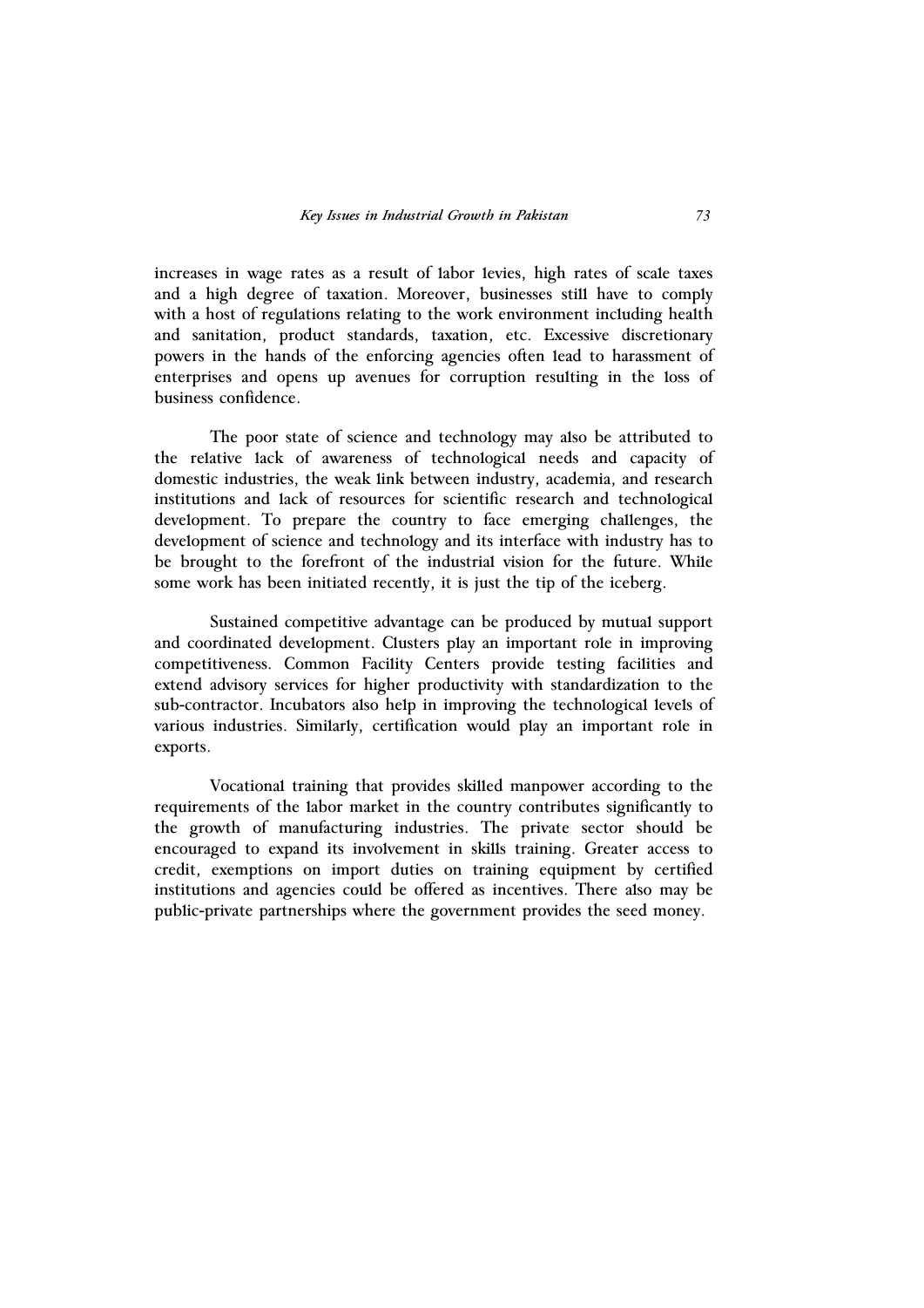increases in wage rates as a result of labor levies, high rates of scale taxes and a high degree of taxation. Moreover, businesses still have to comply with a host of regulations relating to the work environment including health and sanitation, product standards, taxation, etc. Excessive discretionary powers in the hands of the enforcing agencies often lead to harassment of enterprises and opens up avenues for corruption resulting in the loss of business confidence.

The poor state of science and technology may also be attributed to the relative lack of awareness of technological needs and capacity of domestic industries, the weak link between industry, academia, and research institutions and lack of resources for scientific research and technological development. To prepare the country to face emerging challenges, the development of science and technology and its interface with industry has to be brought to the forefront of the industrial vision for the future. While some work has been initiated recently, it is just the tip of the iceberg.

Sustained competitive advantage can be produced by mutual support and coordinated development. Clusters play an important role in improving competitiveness. Common Facility Centers provide testing facilities and extend advisory services for higher productivity with standardization to the sub-contractor. Incubators also help in improving the technological levels of various industries. Similarly, certification would play an important role in exports.

Vocational training that provides skilled manpower according to the requirements of the labor market in the country contributes significantly to the growth of manufacturing industries. The private sector should be encouraged to expand its involvement in skills training. Greater access to credit, exemptions on import duties on training equipment by certified institutions and agencies could be offered as incentives. There also may be public-private partnerships where the government provides the seed money.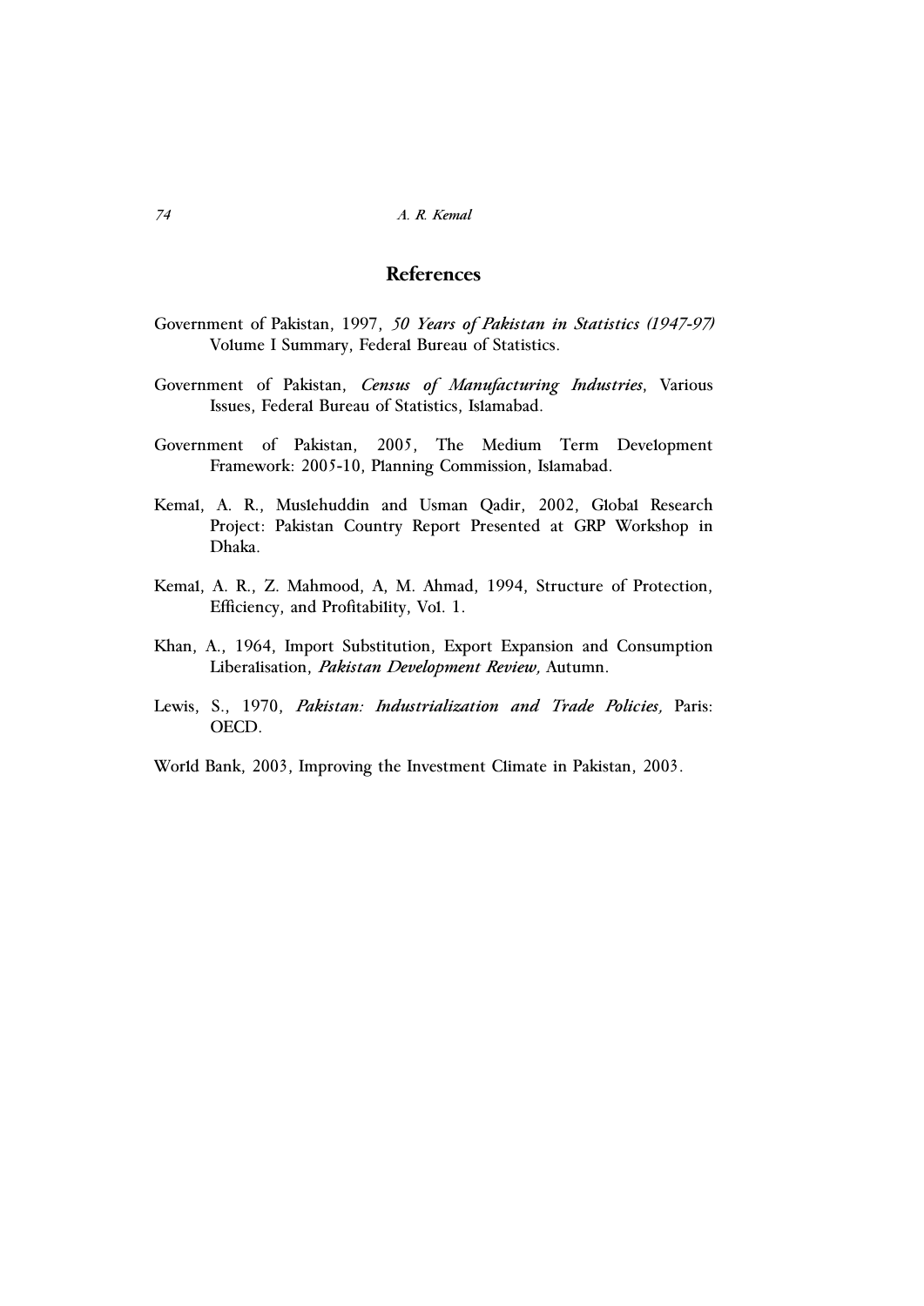## References

Government of Pakistan, 1997, *50 Years of Pakistan in Statistics (1947-97)* Volume I Summary, Federal Bureau of Statistics.

Government of Pakistan, *Census of Manufacturing Industries*, Various Issues, Federal Bureau of Statistics, Islamabad.

Government of Pakistan, 2005, The Medium Term Development Framework: 2005-10, Planning Commission, Islamabad.

Kemal, A. R., Muslehuddin and Usman Qadir, 2002, Global Research Project: Pakistan Country Report Presented at GRP Workshop in Dhaka.

Kemal, A. R., Z. Mahmood, A, M. Ahmad, 1994, Structure of Protection, Efficiency, and Profitability, Vol. 1.

Khan, A., 1964, Import Substitution, Export Expansion and Consumption Liberalisation, *Pakistan Development Review,* Autumn.

Lewis, S., 1970, *Pakistan: Industrialization and Trade Policies,* Paris: OECD.

World Bank, 2003, Improving the Investment Climate in Pakistan, 2003.